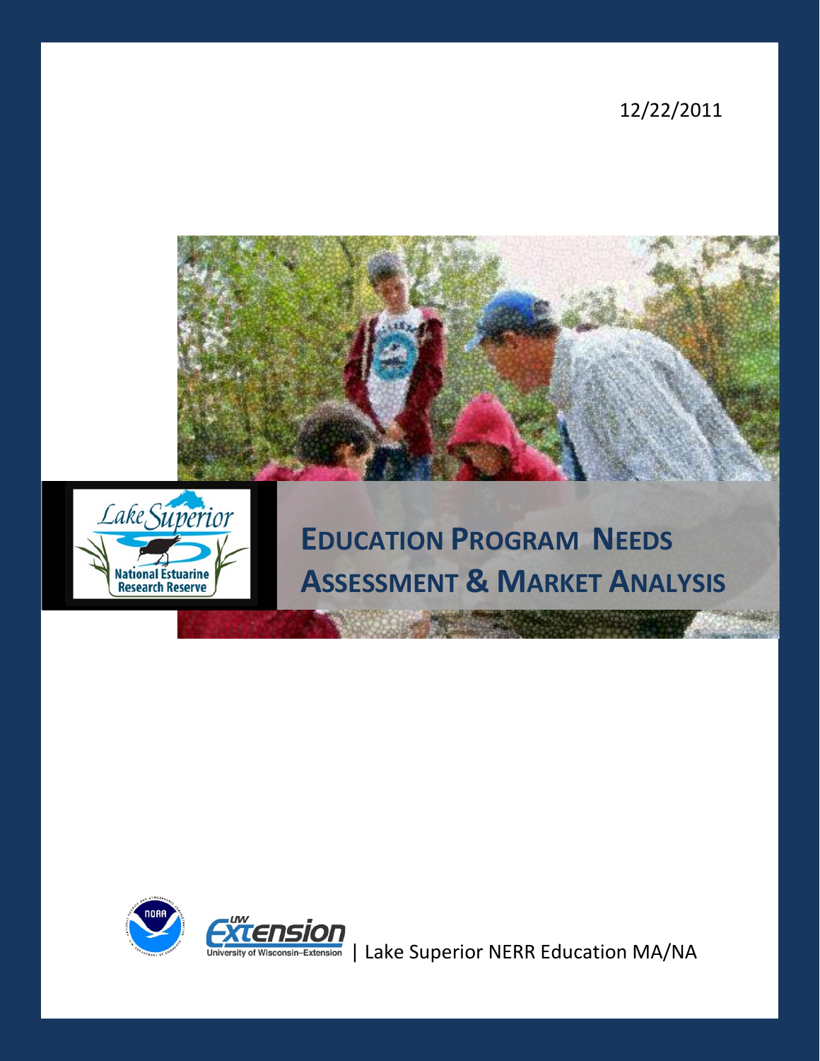12/22/2011

# Education Program Needs Assessment & Market Analysis

Lake Superior National Estuarine Research Reserve

| Lake Superior NERR Education MA/NA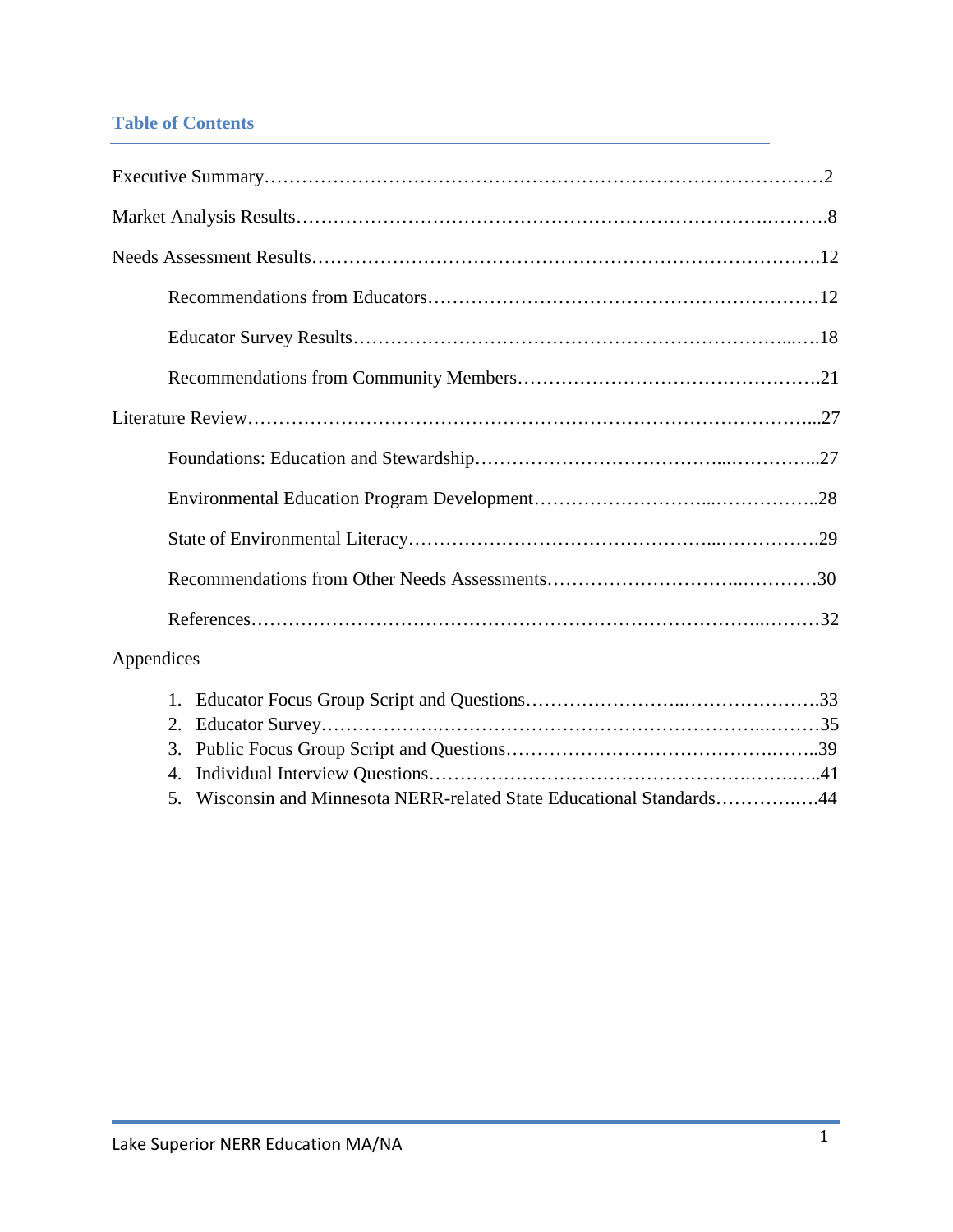## Table of Contents

Executive Summary……………………………………………………………………………2

Market Analysis Results…………………………………………………………………….……….8

Needs Assessment Results…………………………………………………………………….12

- Recommendations from Educators……………………………………………………12
- Educator Survey Results……………………………………………………………...….18
- Recommendations from Community Members……………………………………….21

Literature Review………………………………………………………………………………...27

- Foundations: Education and Stewardship…………………………………...…………...27
- Environmental Education Program Development………………………...……………..28
- State of Environmental Literacy………………………………………...…………….29
- Recommendations from Other Needs Assessments………………………..…………30
- References………………………………………………………………………..………32

Appendices

1. Educator Focus Group Script and Questions……………………..………………….33
2. Educator Survey……………….……………………………………………..………35
3. Public Focus Group Script and Questions…………………………………….……..39
4. Individual Interview Questions………………………………………..…….….…..41
5. Wisconsin and Minnesota NERR-related State Educational Standards…………….….44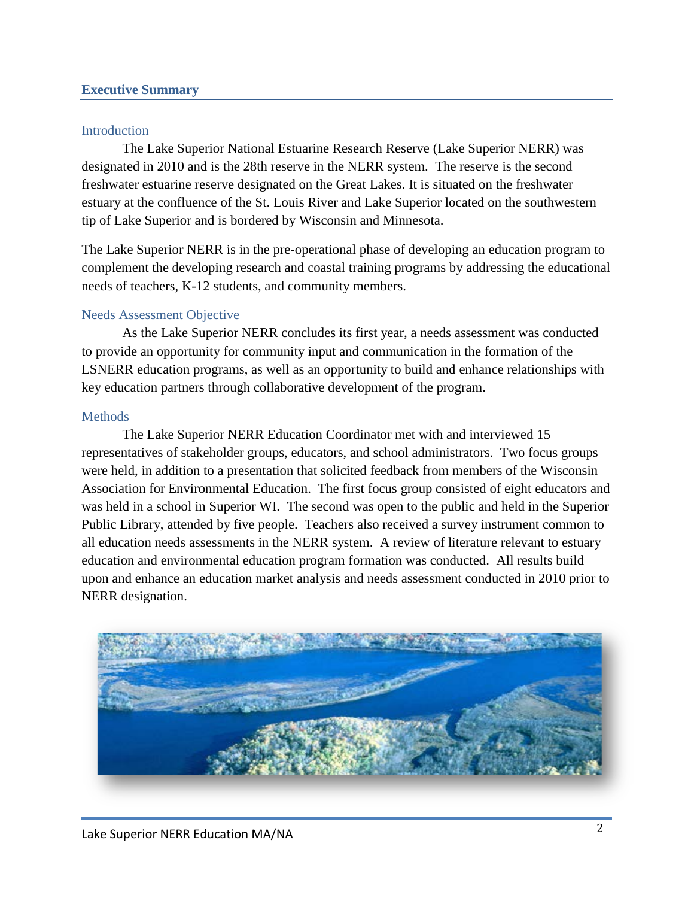## Executive Summary

### Introduction

The Lake Superior National Estuarine Research Reserve (Lake Superior NERR) was designated in 2010 and is the 28th reserve in the NERR system. The reserve is the second freshwater estuarine reserve designated on the Great Lakes. It is situated on the freshwater estuary at the confluence of the St. Louis River and Lake Superior located on the southwestern tip of Lake Superior and is bordered by Wisconsin and Minnesota.

The Lake Superior NERR is in the pre-operational phase of developing an education program to complement the developing research and coastal training programs by addressing the educational needs of teachers, K-12 students, and community members.

### Needs Assessment Objective

As the Lake Superior NERR concludes its first year, a needs assessment was conducted to provide an opportunity for community input and communication in the formation of the LSNERR education programs, as well as an opportunity to build and enhance relationships with key education partners through collaborative development of the program.

### Methods

The Lake Superior NERR Education Coordinator met with and interviewed 15 representatives of stakeholder groups, educators, and school administrators. Two focus groups were held, in addition to a presentation that solicited feedback from members of the Wisconsin Association for Environmental Education. The first focus group consisted of eight educators and was held in a school in Superior WI. The second was open to the public and held in the Superior Public Library, attended by five people. Teachers also received a survey instrument common to all education needs assessments in the NERR system. A review of literature relevant to estuary education and environmental education program formation was conducted. All results build upon and enhance an education market analysis and needs assessment conducted in 2010 prior to NERR designation.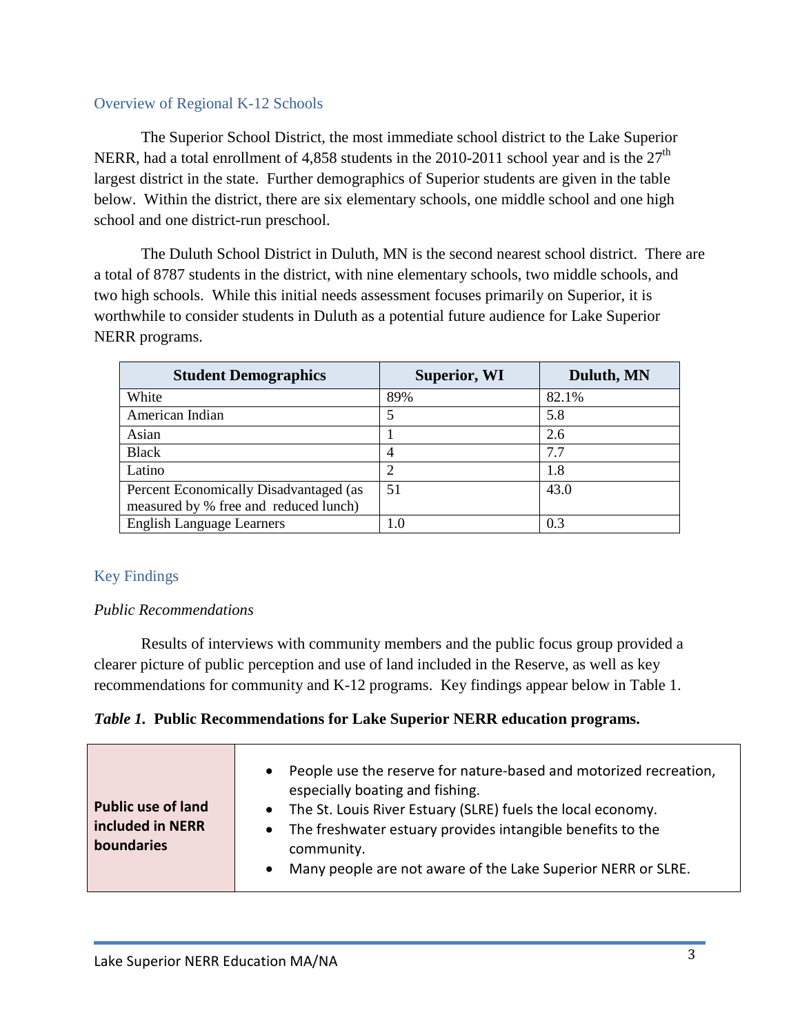## Overview of Regional K-12 Schools

The Superior School District, the most immediate school district to the Lake Superior NERR, had a total enrollment of 4,858 students in the 2010-2011 school year and is the 27th largest district in the state. Further demographics of Superior students are given in the table below. Within the district, there are six elementary schools, one middle school and one high school and one district-run preschool.

The Duluth School District in Duluth, MN is the second nearest school district. There are a total of 8787 students in the district, with nine elementary schools, two middle schools, and two high schools. While this initial needs assessment focuses primarily on Superior, it is worthwhile to consider students in Duluth as a potential future audience for Lake Superior NERR programs.

| Student Demographics | Superior, WI | Duluth, MN |
|---|---|---|
| White | 89% | 82.1% |
| American Indian | 5 | 5.8 |
| Asian | 1 | 2.6 |
| Black | 4 | 7.7 |
| Latino | 2 | 1.8 |
| Percent Economically Disadvantaged (as measured by % free and reduced lunch) | 51 | 43.0 |
| English Language Learners | 1.0 | 0.3 |

## Key Findings

### *Public Recommendations*

Results of interviews with community members and the public focus group provided a clearer picture of public perception and use of land included in the Reserve, as well as key recommendations for community and K-12 programs. Key findings appear below in Table 1.

***Table 1.*** **Public Recommendations for Lake Superior NERR education programs.**

| | |
|---|---|
| **Public use of land included in NERR boundaries** | • People use the reserve for nature-based and motorized recreation, especially boating and fishing.<br>• The St. Louis River Estuary (SLRE) fuels the local economy.<br>• The freshwater estuary provides intangible benefits to the community.<br>• Many people are not aware of the Lake Superior NERR or SLRE. |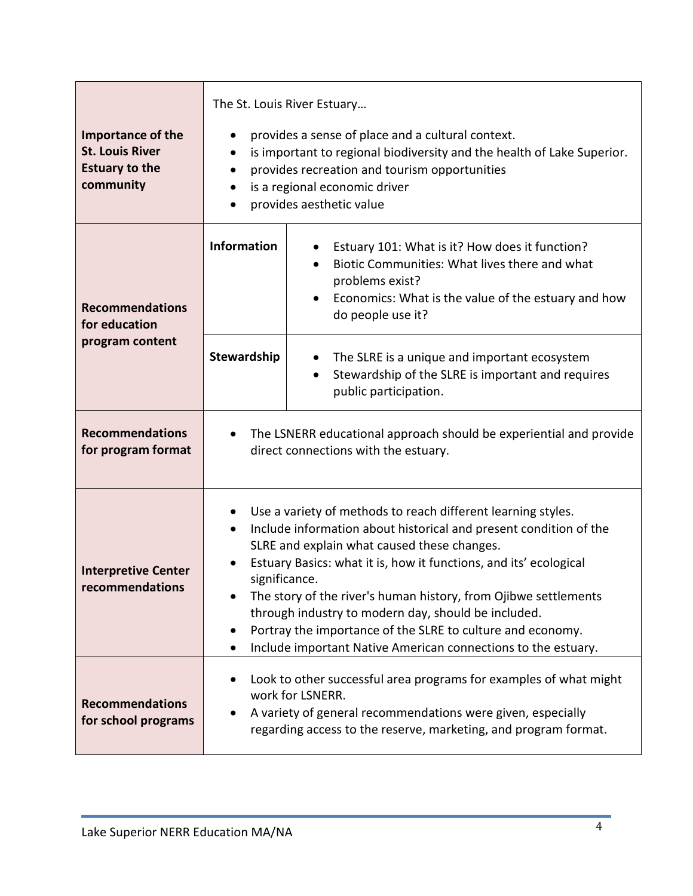| | | |
|---|---|---|
| **Importance of the St. Louis River Estuary to the community** | The St. Louis River Estuary…<br>• provides a sense of place and a cultural context.<br>• is important to regional biodiversity and the health of Lake Superior.<br>• provides recreation and tourism opportunities<br>• is a regional economic driver<br>• provides aesthetic value | |
| **Recommendations for education program content** | **Information** | • Estuary 101: What is it? How does it function?<br>• Biotic Communities: What lives there and what problems exist?<br>• Economics: What is the value of the estuary and how do people use it? |
| | **Stewardship** | • The SLRE is a unique and important ecosystem<br>• Stewardship of the SLRE is important and requires public participation. |
| **Recommendations for program format** | • The LSNERR educational approach should be experiential and provide direct connections with the estuary. | |
| **Interpretive Center recommendations** | • Use a variety of methods to reach different learning styles.<br>• Include information about historical and present condition of the SLRE and explain what caused these changes.<br>• Estuary Basics: what it is, how it functions, and its' ecological significance.<br>• The story of the river's human history, from Ojibwe settlements through industry to modern day, should be included.<br>• Portray the importance of the SLRE to culture and economy.<br>• Include important Native American connections to the estuary. | |
| **Recommendations for school programs** | • Look to other successful area programs for examples of what might work for LSNERR.<br>• A variety of general recommendations were given, especially regarding access to the reserve, marketing, and program format. | |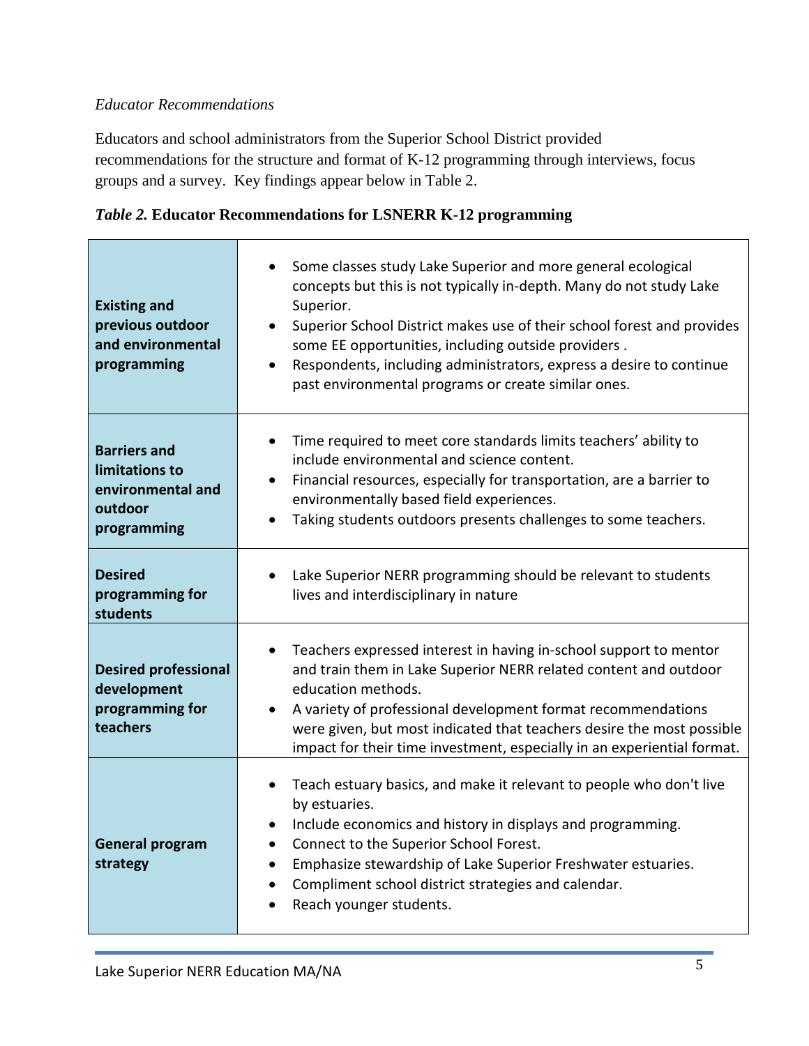*Educator Recommendations*

Educators and school administrators from the Superior School District provided recommendations for the structure and format of K-12 programming through interviews, focus groups and a survey. Key findings appear below in Table 2.

***Table 2.*** **Educator Recommendations for LSNERR K-12 programming**

| | |
|---|---|
| **Existing and previous outdoor and environmental programming** | • Some classes study Lake Superior and more general ecological concepts but this is not typically in-depth. Many do not study Lake Superior.<br>• Superior School District makes use of their school forest and provides some EE opportunities, including outside providers .<br>• Respondents, including administrators, express a desire to continue past environmental programs or create similar ones. |
| **Barriers and limitations to environmental and outdoor programming** | • Time required to meet core standards limits teachers' ability to include environmental and science content.<br>• Financial resources, especially for transportation, are a barrier to environmentally based field experiences.<br>• Taking students outdoors presents challenges to some teachers. |
| **Desired programming for students** | • Lake Superior NERR programming should be relevant to students lives and interdisciplinary in nature |
| **Desired professional development programming for teachers** | • Teachers expressed interest in having in-school support to mentor and train them in Lake Superior NERR related content and outdoor education methods.<br>• A variety of professional development format recommendations were given, but most indicated that teachers desire the most possible impact for their time investment, especially in an experiential format. |
| **General program strategy** | • Teach estuary basics, and make it relevant to people who don't live by estuaries.<br>• Include economics and history in displays and programming.<br>• Connect to the Superior School Forest.<br>• Emphasize stewardship of Lake Superior Freshwater estuaries.<br>• Compliment school district strategies and calendar.<br>• Reach younger students. |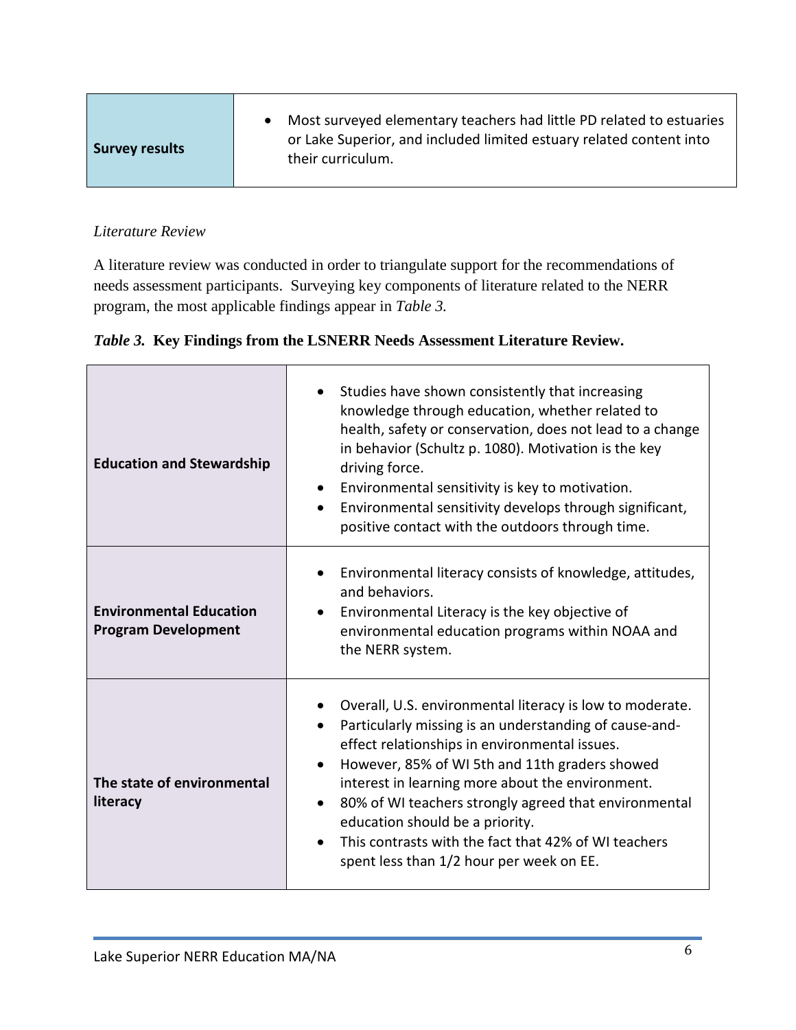| Survey results | • Most surveyed elementary teachers had little PD related to estuaries or Lake Superior, and included limited estuary related content into their curriculum. |
|---|---|

*Literature Review*

A literature review was conducted in order to triangulate support for the recommendations of needs assessment participants. Surveying key components of literature related to the NERR program, the most applicable findings appear in *Table 3.*

***Table 3.* Key Findings from the LSNERR Needs Assessment Literature Review.**

| | |
|---|---|
| **Education and Stewardship** | • Studies have shown consistently that increasing knowledge through education, whether related to health, safety or conservation, does not lead to a change in behavior (Schultz p. 1080). Motivation is the key driving force.<br>• Environmental sensitivity is key to motivation.<br>• Environmental sensitivity develops through significant, positive contact with the outdoors through time. |
| **Environmental Education Program Development** | • Environmental literacy consists of knowledge, attitudes, and behaviors.<br>• Environmental Literacy is the key objective of environmental education programs within NOAA and the NERR system. |
| **The state of environmental literacy** | • Overall, U.S. environmental literacy is low to moderate.<br>• Particularly missing is an understanding of cause-and-effect relationships in environmental issues.<br>• However, 85% of WI 5th and 11th graders showed interest in learning more about the environment.<br>• 80% of WI teachers strongly agreed that environmental education should be a priority.<br>• This contrasts with the fact that 42% of WI teachers spent less than 1/2 hour per week on EE. |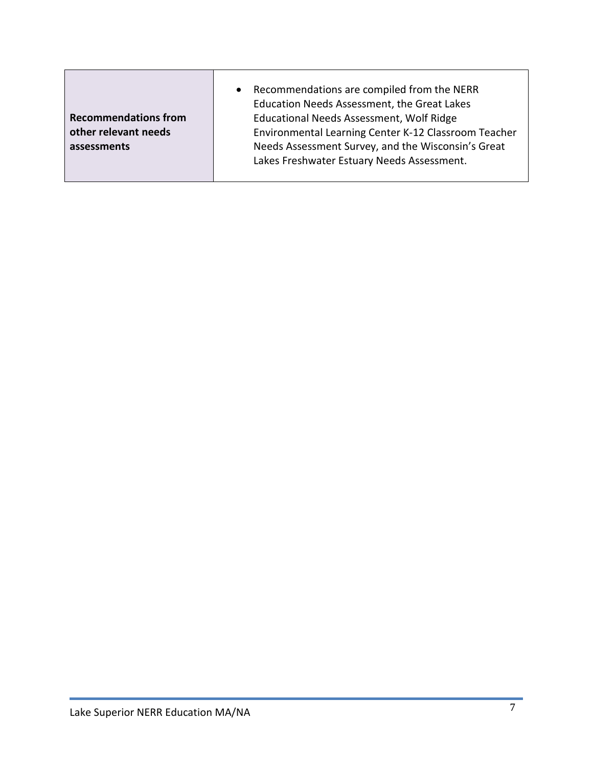| | |
|---|---|
| **Recommendations from other relevant needs assessments** | • Recommendations are compiled from the NERR Education Needs Assessment, the Great Lakes Educational Needs Assessment, Wolf Ridge Environmental Learning Center K-12 Classroom Teacher Needs Assessment Survey, and the Wisconsin's Great Lakes Freshwater Estuary Needs Assessment. |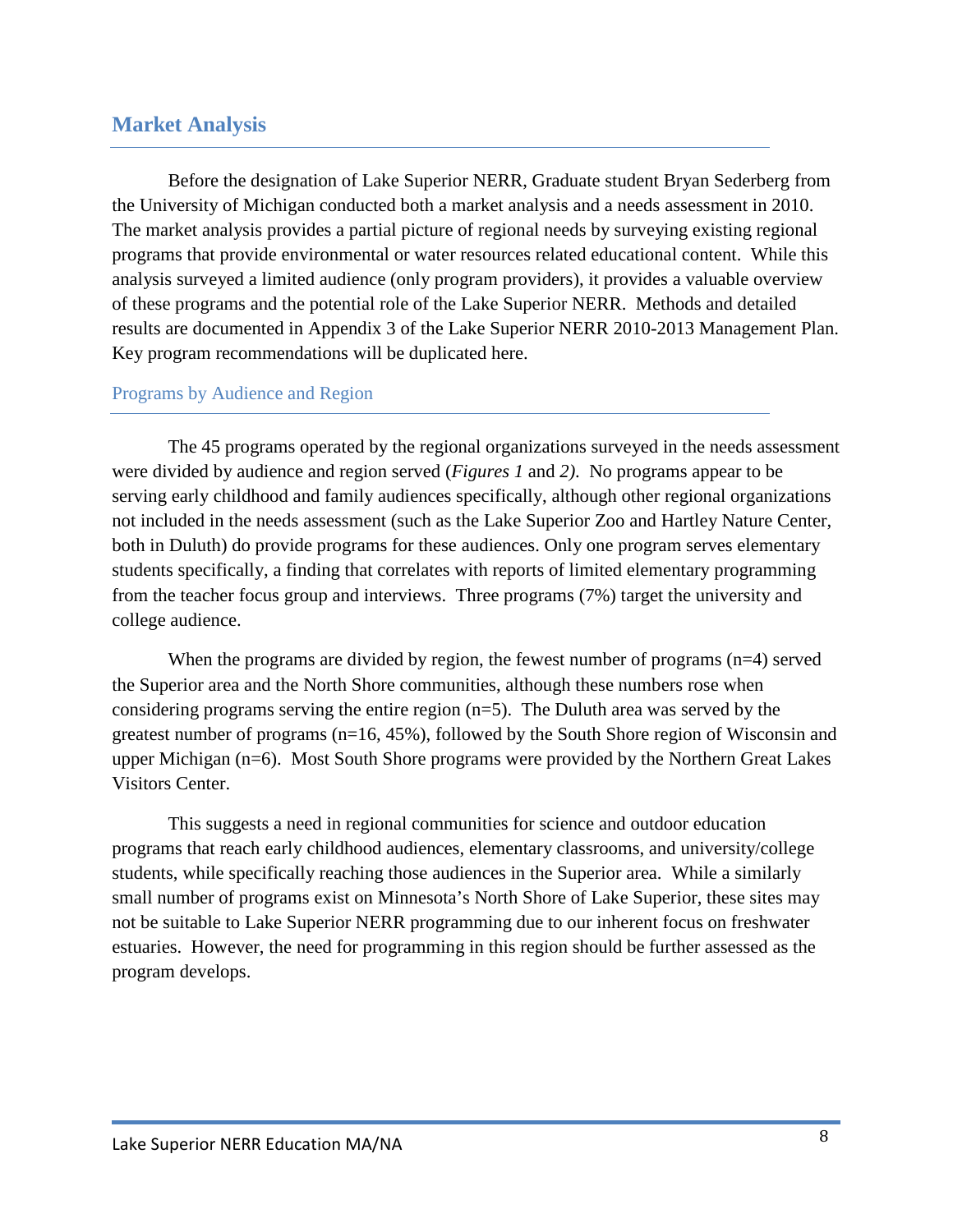## Market Analysis

Before the designation of Lake Superior NERR, Graduate student Bryan Sederberg from the University of Michigan conducted both a market analysis and a needs assessment in 2010. The market analysis provides a partial picture of regional needs by surveying existing regional programs that provide environmental or water resources related educational content. While this analysis surveyed a limited audience (only program providers), it provides a valuable overview of these programs and the potential role of the Lake Superior NERR. Methods and detailed results are documented in Appendix 3 of the Lake Superior NERR 2010-2013 Management Plan. Key program recommendations will be duplicated here.

### Programs by Audience and Region

The 45 programs operated by the regional organizations surveyed in the needs assessment were divided by audience and region served (*Figures 1* and *2)*. No programs appear to be serving early childhood and family audiences specifically, although other regional organizations not included in the needs assessment (such as the Lake Superior Zoo and Hartley Nature Center, both in Duluth) do provide programs for these audiences. Only one program serves elementary students specifically, a finding that correlates with reports of limited elementary programming from the teacher focus group and interviews. Three programs (7%) target the university and college audience.

When the programs are divided by region, the fewest number of programs (n=4) served the Superior area and the North Shore communities, although these numbers rose when considering programs serving the entire region (n=5). The Duluth area was served by the greatest number of programs (n=16, 45%), followed by the South Shore region of Wisconsin and upper Michigan (n=6). Most South Shore programs were provided by the Northern Great Lakes Visitors Center.

This suggests a need in regional communities for science and outdoor education programs that reach early childhood audiences, elementary classrooms, and university/college students, while specifically reaching those audiences in the Superior area. While a similarly small number of programs exist on Minnesota's North Shore of Lake Superior, these sites may not be suitable to Lake Superior NERR programming due to our inherent focus on freshwater estuaries. However, the need for programming in this region should be further assessed as the program develops.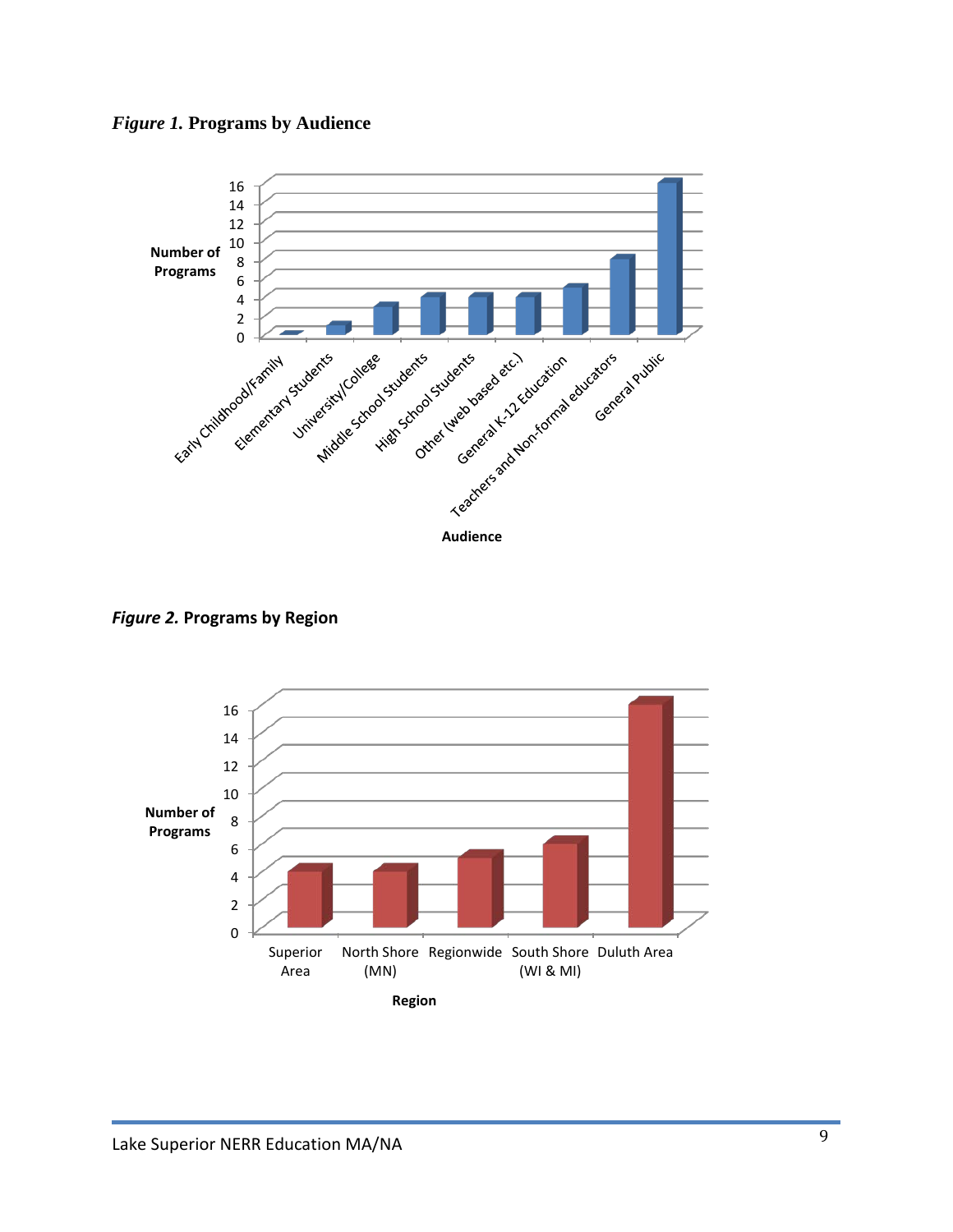*Figure 1.* **Programs by Audience**

*Figure 2.* **Programs by Region**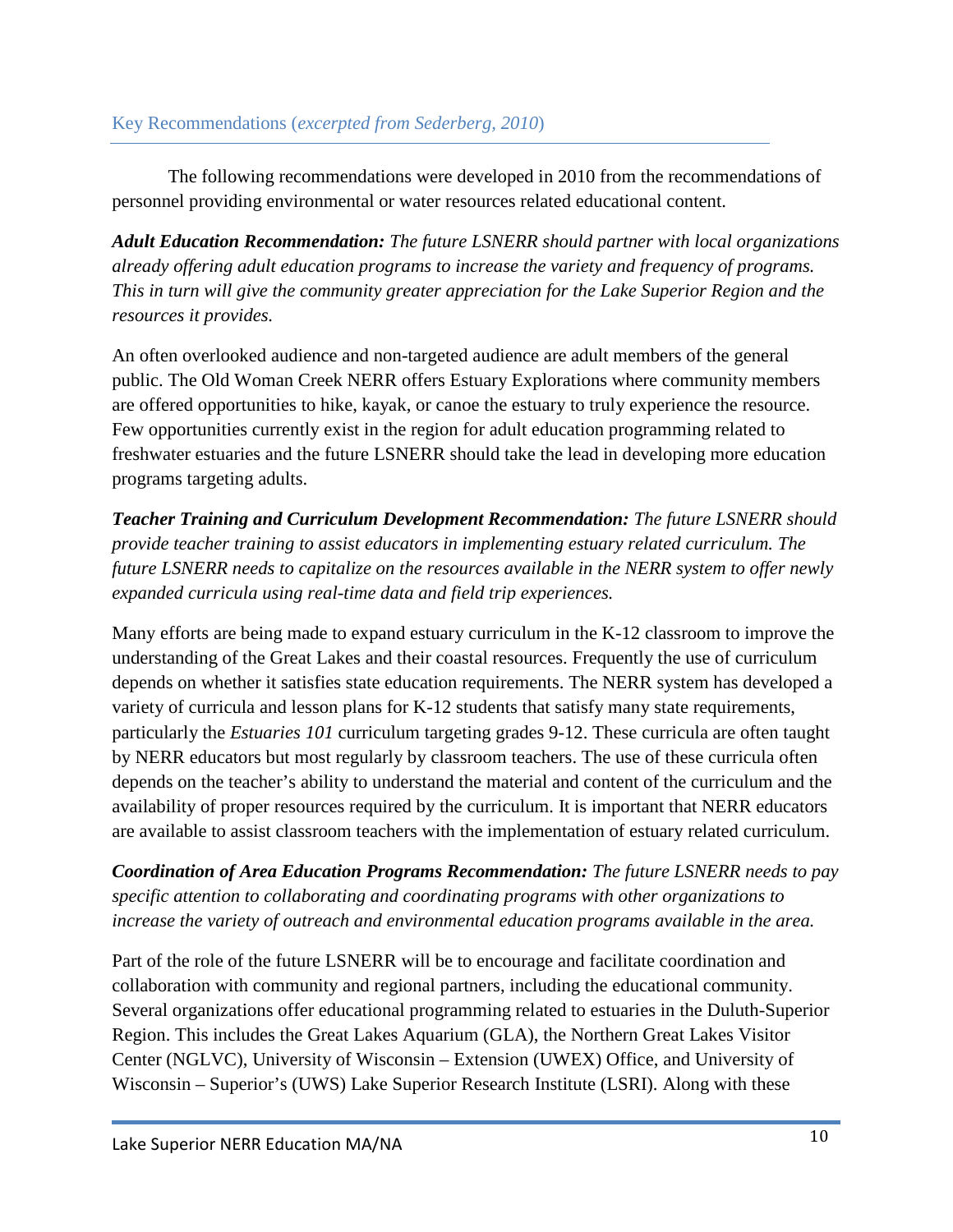## Key Recommendations (*excerpted from Sederberg, 2010*)

The following recommendations were developed in 2010 from the recommendations of personnel providing environmental or water resources related educational content.

***Adult Education Recommendation:*** *The future LSNERR should partner with local organizations already offering adult education programs to increase the variety and frequency of programs. This in turn will give the community greater appreciation for the Lake Superior Region and the resources it provides.*

An often overlooked audience and non-targeted audience are adult members of the general public. The Old Woman Creek NERR offers Estuary Explorations where community members are offered opportunities to hike, kayak, or canoe the estuary to truly experience the resource. Few opportunities currently exist in the region for adult education programming related to freshwater estuaries and the future LSNERR should take the lead in developing more education programs targeting adults.

***Teacher Training and Curriculum Development Recommendation:*** *The future LSNERR should provide teacher training to assist educators in implementing estuary related curriculum. The future LSNERR needs to capitalize on the resources available in the NERR system to offer newly expanded curricula using real-time data and field trip experiences.*

Many efforts are being made to expand estuary curriculum in the K-12 classroom to improve the understanding of the Great Lakes and their coastal resources. Frequently the use of curriculum depends on whether it satisfies state education requirements. The NERR system has developed a variety of curricula and lesson plans for K-12 students that satisfy many state requirements, particularly the *Estuaries 101* curriculum targeting grades 9-12. These curricula are often taught by NERR educators but most regularly by classroom teachers. The use of these curricula often depends on the teacher's ability to understand the material and content of the curriculum and the availability of proper resources required by the curriculum. It is important that NERR educators are available to assist classroom teachers with the implementation of estuary related curriculum.

***Coordination of Area Education Programs Recommendation:*** *The future LSNERR needs to pay specific attention to collaborating and coordinating programs with other organizations to increase the variety of outreach and environmental education programs available in the area.*

Part of the role of the future LSNERR will be to encourage and facilitate coordination and collaboration with community and regional partners, including the educational community. Several organizations offer educational programming related to estuaries in the Duluth-Superior Region. This includes the Great Lakes Aquarium (GLA), the Northern Great Lakes Visitor Center (NGLVC), University of Wisconsin – Extension (UWEX) Office, and University of Wisconsin – Superior's (UWS) Lake Superior Research Institute (LSRI). Along with these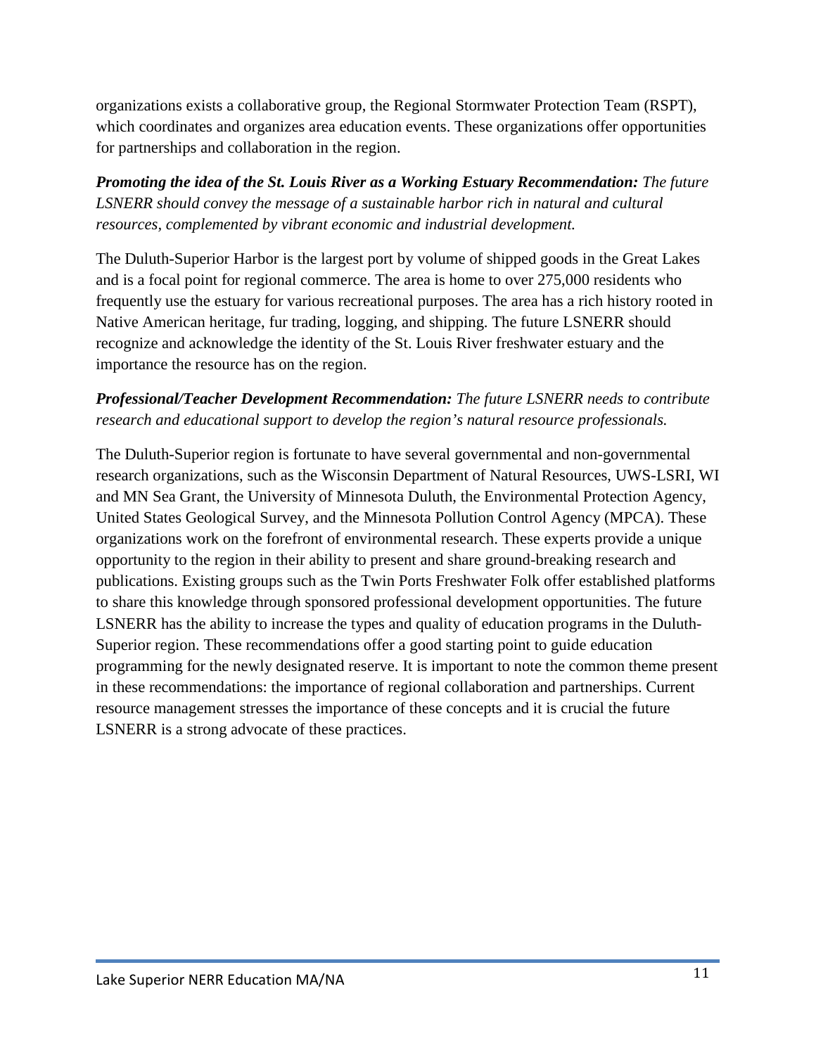organizations exists a collaborative group, the Regional Stormwater Protection Team (RSPT), which coordinates and organizes area education events. These organizations offer opportunities for partnerships and collaboration in the region.

***Promoting the idea of the St. Louis River as a Working Estuary Recommendation:*** *The future LSNERR should convey the message of a sustainable harbor rich in natural and cultural resources, complemented by vibrant economic and industrial development.*

The Duluth-Superior Harbor is the largest port by volume of shipped goods in the Great Lakes and is a focal point for regional commerce. The area is home to over 275,000 residents who frequently use the estuary for various recreational purposes. The area has a rich history rooted in Native American heritage, fur trading, logging, and shipping. The future LSNERR should recognize and acknowledge the identity of the St. Louis River freshwater estuary and the importance the resource has on the region.

***Professional/Teacher Development Recommendation:*** *The future LSNERR needs to contribute research and educational support to develop the region's natural resource professionals.*

The Duluth-Superior region is fortunate to have several governmental and non-governmental research organizations, such as the Wisconsin Department of Natural Resources, UWS-LSRI, WI and MN Sea Grant, the University of Minnesota Duluth, the Environmental Protection Agency, United States Geological Survey, and the Minnesota Pollution Control Agency (MPCA). These organizations work on the forefront of environmental research. These experts provide a unique opportunity to the region in their ability to present and share ground-breaking research and publications. Existing groups such as the Twin Ports Freshwater Folk offer established platforms to share this knowledge through sponsored professional development opportunities. The future LSNERR has the ability to increase the types and quality of education programs in the Duluth-Superior region. These recommendations offer a good starting point to guide education programming for the newly designated reserve. It is important to note the common theme present in these recommendations: the importance of regional collaboration and partnerships. Current resource management stresses the importance of these concepts and it is crucial the future LSNERR is a strong advocate of these practices.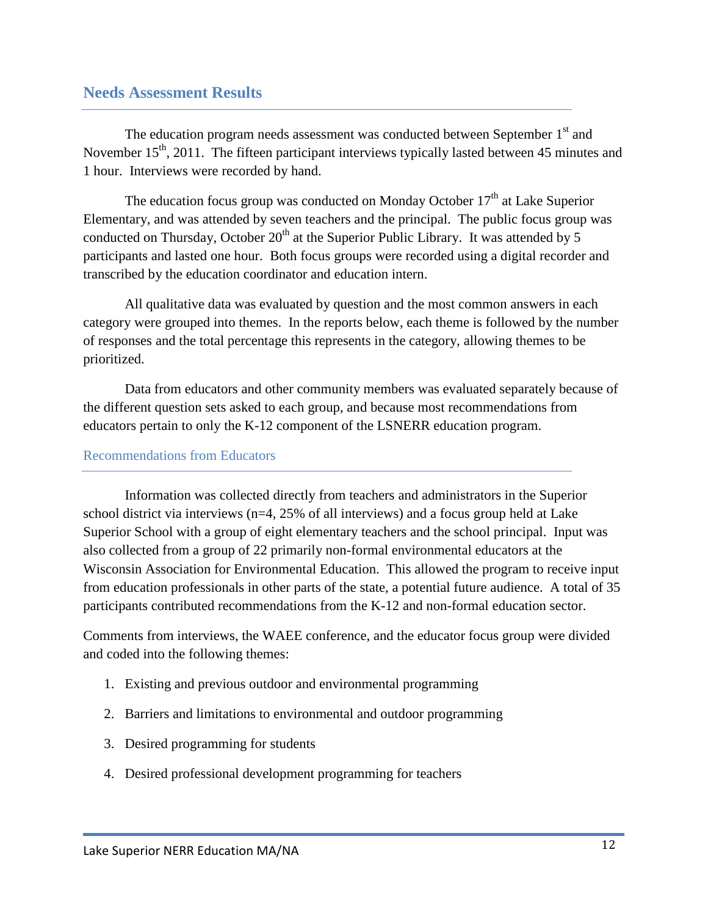## Needs Assessment Results

The education program needs assessment was conducted between September 1st and November 15th, 2011. The fifteen participant interviews typically lasted between 45 minutes and 1 hour. Interviews were recorded by hand.

The education focus group was conducted on Monday October 17th at Lake Superior Elementary, and was attended by seven teachers and the principal. The public focus group was conducted on Thursday, October 20th at the Superior Public Library. It was attended by 5 participants and lasted one hour. Both focus groups were recorded using a digital recorder and transcribed by the education coordinator and education intern.

All qualitative data was evaluated by question and the most common answers in each category were grouped into themes. In the reports below, each theme is followed by the number of responses and the total percentage this represents in the category, allowing themes to be prioritized.

Data from educators and other community members was evaluated separately because of the different question sets asked to each group, and because most recommendations from educators pertain to only the K-12 component of the LSNERR education program.

### Recommendations from Educators

Information was collected directly from teachers and administrators in the Superior school district via interviews (n=4, 25% of all interviews) and a focus group held at Lake Superior School with a group of eight elementary teachers and the school principal. Input was also collected from a group of 22 primarily non-formal environmental educators at the Wisconsin Association for Environmental Education. This allowed the program to receive input from education professionals in other parts of the state, a potential future audience. A total of 35 participants contributed recommendations from the K-12 and non-formal education sector.

Comments from interviews, the WAEE conference, and the educator focus group were divided and coded into the following themes:

1. Existing and previous outdoor and environmental programming
2. Barriers and limitations to environmental and outdoor programming
3. Desired programming for students
4. Desired professional development programming for teachers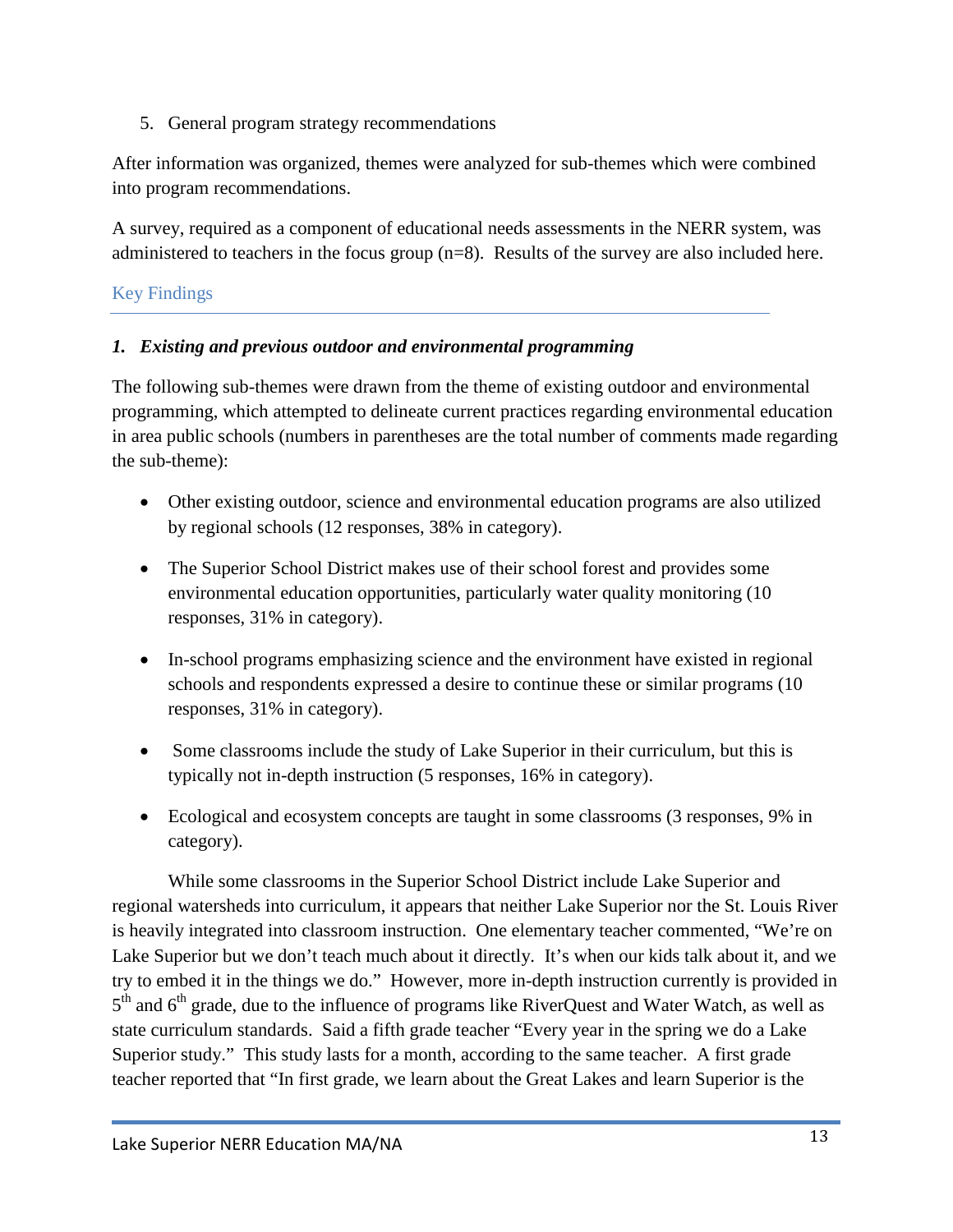5. General program strategy recommendations

After information was organized, themes were analyzed for sub-themes which were combined into program recommendations.

A survey, required as a component of educational needs assessments in the NERR system, was administered to teachers in the focus group (n=8). Results of the survey are also included here.

## Key Findings

### *1. Existing and previous outdoor and environmental programming*

The following sub-themes were drawn from the theme of existing outdoor and environmental programming, which attempted to delineate current practices regarding environmental education in area public schools (numbers in parentheses are the total number of comments made regarding the sub-theme):

- Other existing outdoor, science and environmental education programs are also utilized by regional schools (12 responses, 38% in category).
- The Superior School District makes use of their school forest and provides some environmental education opportunities, particularly water quality monitoring (10 responses, 31% in category).
- In-school programs emphasizing science and the environment have existed in regional schools and respondents expressed a desire to continue these or similar programs (10 responses, 31% in category).
- Some classrooms include the study of Lake Superior in their curriculum, but this is typically not in-depth instruction (5 responses, 16% in category).
- Ecological and ecosystem concepts are taught in some classrooms (3 responses, 9% in category).

While some classrooms in the Superior School District include Lake Superior and regional watersheds into curriculum, it appears that neither Lake Superior nor the St. Louis River is heavily integrated into classroom instruction. One elementary teacher commented, "We're on Lake Superior but we don't teach much about it directly. It's when our kids talk about it, and we try to embed it in the things we do." However, more in-depth instruction currently is provided in 5th and 6th grade, due to the influence of programs like RiverQuest and Water Watch, as well as state curriculum standards. Said a fifth grade teacher "Every year in the spring we do a Lake Superior study." This study lasts for a month, according to the same teacher. A first grade teacher reported that "In first grade, we learn about the Great Lakes and learn Superior is the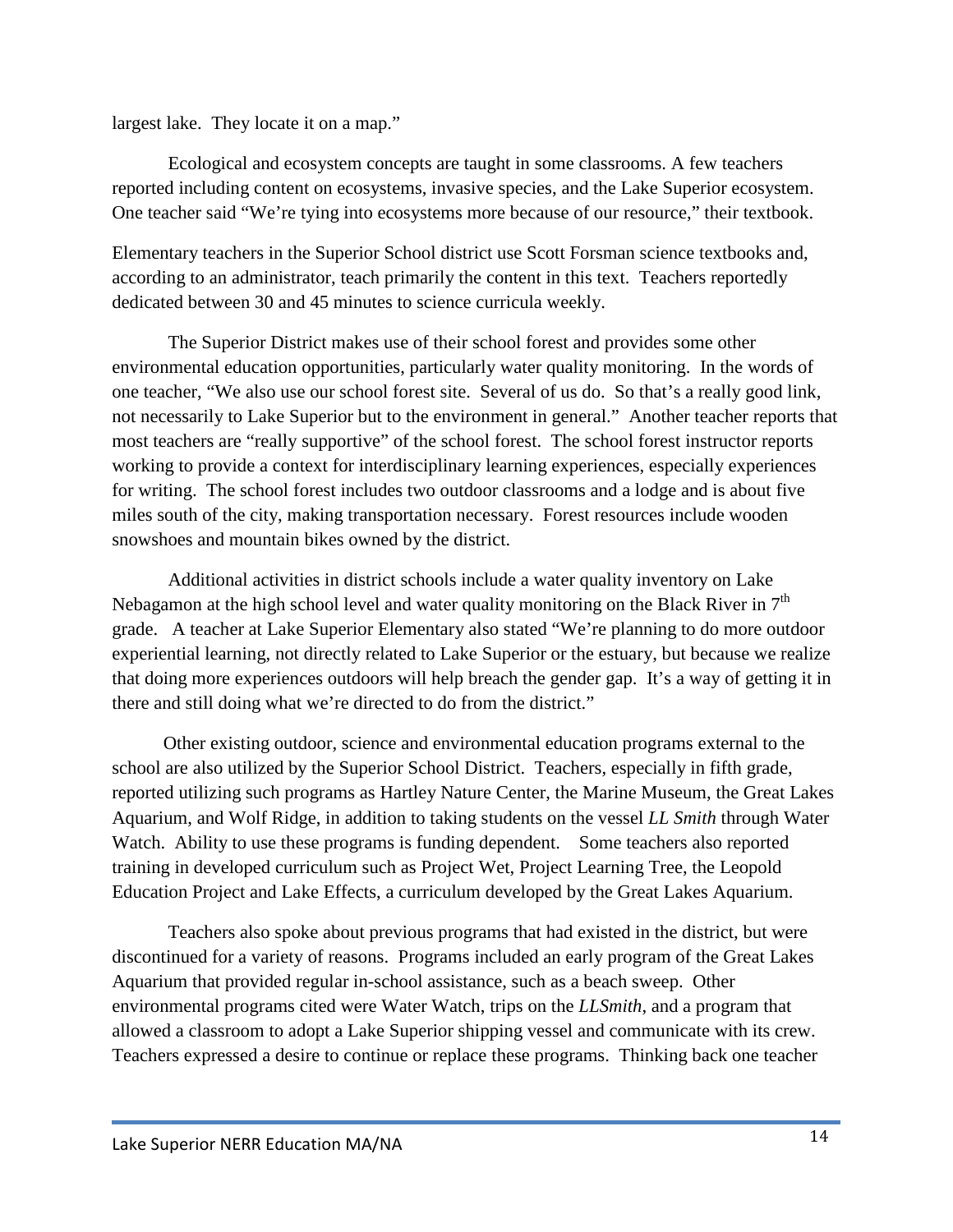largest lake. They locate it on a map."

Ecological and ecosystem concepts are taught in some classrooms. A few teachers reported including content on ecosystems, invasive species, and the Lake Superior ecosystem. One teacher said "We're tying into ecosystems more because of our resource," their textbook.

Elementary teachers in the Superior School district use Scott Forsman science textbooks and, according to an administrator, teach primarily the content in this text. Teachers reportedly dedicated between 30 and 45 minutes to science curricula weekly.

The Superior District makes use of their school forest and provides some other environmental education opportunities, particularly water quality monitoring. In the words of one teacher, "We also use our school forest site. Several of us do. So that's a really good link, not necessarily to Lake Superior but to the environment in general." Another teacher reports that most teachers are "really supportive" of the school forest. The school forest instructor reports working to provide a context for interdisciplinary learning experiences, especially experiences for writing. The school forest includes two outdoor classrooms and a lodge and is about five miles south of the city, making transportation necessary. Forest resources include wooden snowshoes and mountain bikes owned by the district.

Additional activities in district schools include a water quality inventory on Lake Nebagamon at the high school level and water quality monitoring on the Black River in 7th grade. A teacher at Lake Superior Elementary also stated "We're planning to do more outdoor experiential learning, not directly related to Lake Superior or the estuary, but because we realize that doing more experiences outdoors will help breach the gender gap. It's a way of getting it in there and still doing what we're directed to do from the district."

Other existing outdoor, science and environmental education programs external to the school are also utilized by the Superior School District. Teachers, especially in fifth grade, reported utilizing such programs as Hartley Nature Center, the Marine Museum, the Great Lakes Aquarium, and Wolf Ridge, in addition to taking students on the vessel *LL Smith* through Water Watch. Ability to use these programs is funding dependent. Some teachers also reported training in developed curriculum such as Project Wet, Project Learning Tree, the Leopold Education Project and Lake Effects, a curriculum developed by the Great Lakes Aquarium.

Teachers also spoke about previous programs that had existed in the district, but were discontinued for a variety of reasons. Programs included an early program of the Great Lakes Aquarium that provided regular in-school assistance, such as a beach sweep. Other environmental programs cited were Water Watch, trips on the *LLSmith*, and a program that allowed a classroom to adopt a Lake Superior shipping vessel and communicate with its crew. Teachers expressed a desire to continue or replace these programs. Thinking back one teacher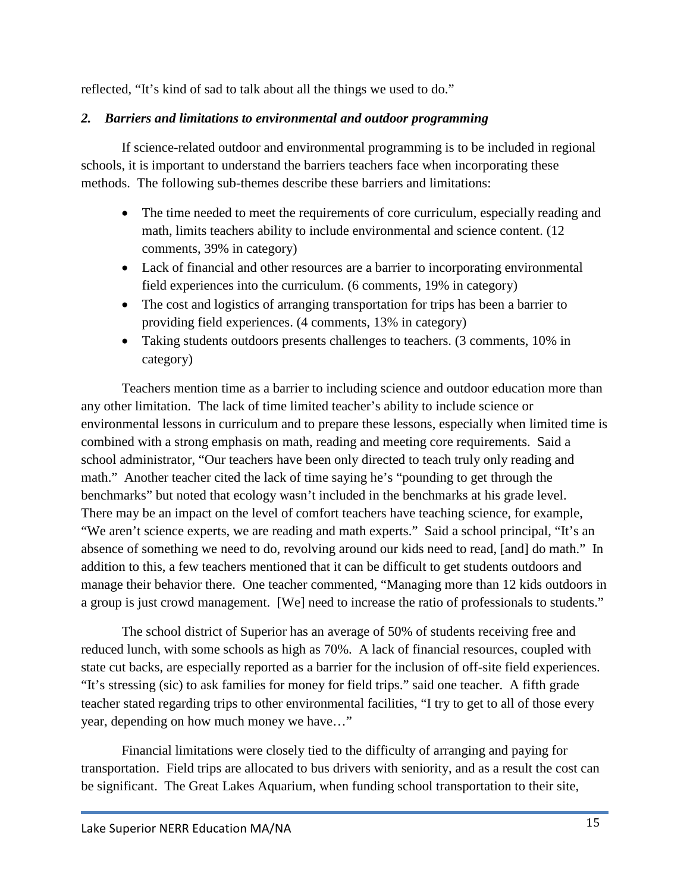reflected, "It's kind of sad to talk about all the things we used to do."

### *2. Barriers and limitations to environmental and outdoor programming*

If science-related outdoor and environmental programming is to be included in regional schools, it is important to understand the barriers teachers face when incorporating these methods. The following sub-themes describe these barriers and limitations:

- The time needed to meet the requirements of core curriculum, especially reading and math, limits teachers ability to include environmental and science content. (12 comments, 39% in category)
- Lack of financial and other resources are a barrier to incorporating environmental field experiences into the curriculum. (6 comments, 19% in category)
- The cost and logistics of arranging transportation for trips has been a barrier to providing field experiences. (4 comments, 13% in category)
- Taking students outdoors presents challenges to teachers. (3 comments, 10% in category)

Teachers mention time as a barrier to including science and outdoor education more than any other limitation. The lack of time limited teacher's ability to include science or environmental lessons in curriculum and to prepare these lessons, especially when limited time is combined with a strong emphasis on math, reading and meeting core requirements. Said a school administrator, "Our teachers have been only directed to teach truly only reading and math." Another teacher cited the lack of time saying he's "pounding to get through the benchmarks" but noted that ecology wasn't included in the benchmarks at his grade level. There may be an impact on the level of comfort teachers have teaching science, for example, "We aren't science experts, we are reading and math experts." Said a school principal, "It's an absence of something we need to do, revolving around our kids need to read, [and] do math." In addition to this, a few teachers mentioned that it can be difficult to get students outdoors and manage their behavior there. One teacher commented, "Managing more than 12 kids outdoors in a group is just crowd management. [We] need to increase the ratio of professionals to students."

The school district of Superior has an average of 50% of students receiving free and reduced lunch, with some schools as high as 70%. A lack of financial resources, coupled with state cut backs, are especially reported as a barrier for the inclusion of off-site field experiences. "It's stressing (sic) to ask families for money for field trips." said one teacher. A fifth grade teacher stated regarding trips to other environmental facilities, "I try to get to all of those every year, depending on how much money we have…"

Financial limitations were closely tied to the difficulty of arranging and paying for transportation. Field trips are allocated to bus drivers with seniority, and as a result the cost can be significant. The Great Lakes Aquarium, when funding school transportation to their site,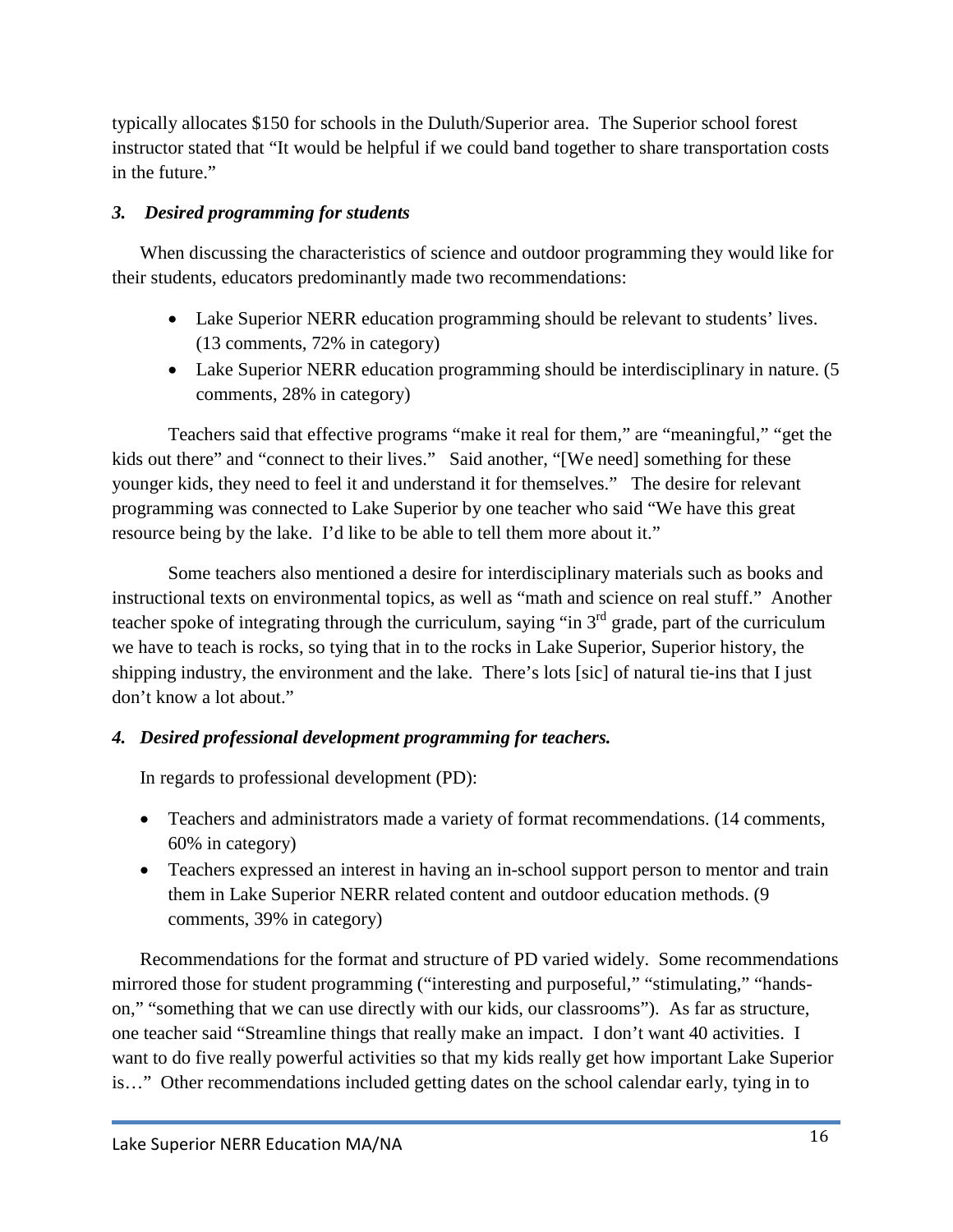typically allocates $150 for schools in the Duluth/Superior area. The Superior school forest instructor stated that "It would be helpful if we could band together to share transportation costs in the future."

### *3. Desired programming for students*

When discussing the characteristics of science and outdoor programming they would like for their students, educators predominantly made two recommendations:

- Lake Superior NERR education programming should be relevant to students' lives. (13 comments, 72% in category)
- Lake Superior NERR education programming should be interdisciplinary in nature. (5 comments, 28% in category)

Teachers said that effective programs "make it real for them," are "meaningful," "get the kids out there" and "connect to their lives." Said another, "[We need] something for these younger kids, they need to feel it and understand it for themselves." The desire for relevant programming was connected to Lake Superior by one teacher who said "We have this great resource being by the lake. I'd like to be able to tell them more about it."

Some teachers also mentioned a desire for interdisciplinary materials such as books and instructional texts on environmental topics, as well as "math and science on real stuff." Another teacher spoke of integrating through the curriculum, saying "in 3rd grade, part of the curriculum we have to teach is rocks, so tying that in to the rocks in Lake Superior, Superior history, the shipping industry, the environment and the lake. There's lots [sic] of natural tie-ins that I just don't know a lot about."

### *4. Desired professional development programming for teachers.*

In regards to professional development (PD):

- Teachers and administrators made a variety of format recommendations. (14 comments, 60% in category)
- Teachers expressed an interest in having an in-school support person to mentor and train them in Lake Superior NERR related content and outdoor education methods. (9 comments, 39% in category)

Recommendations for the format and structure of PD varied widely. Some recommendations mirrored those for student programming ("interesting and purposeful," "stimulating," "hands-on," "something that we can use directly with our kids, our classrooms"). As far as structure, one teacher said "Streamline things that really make an impact. I don't want 40 activities. I want to do five really powerful activities so that my kids really get how important Lake Superior is…" Other recommendations included getting dates on the school calendar early, tying in to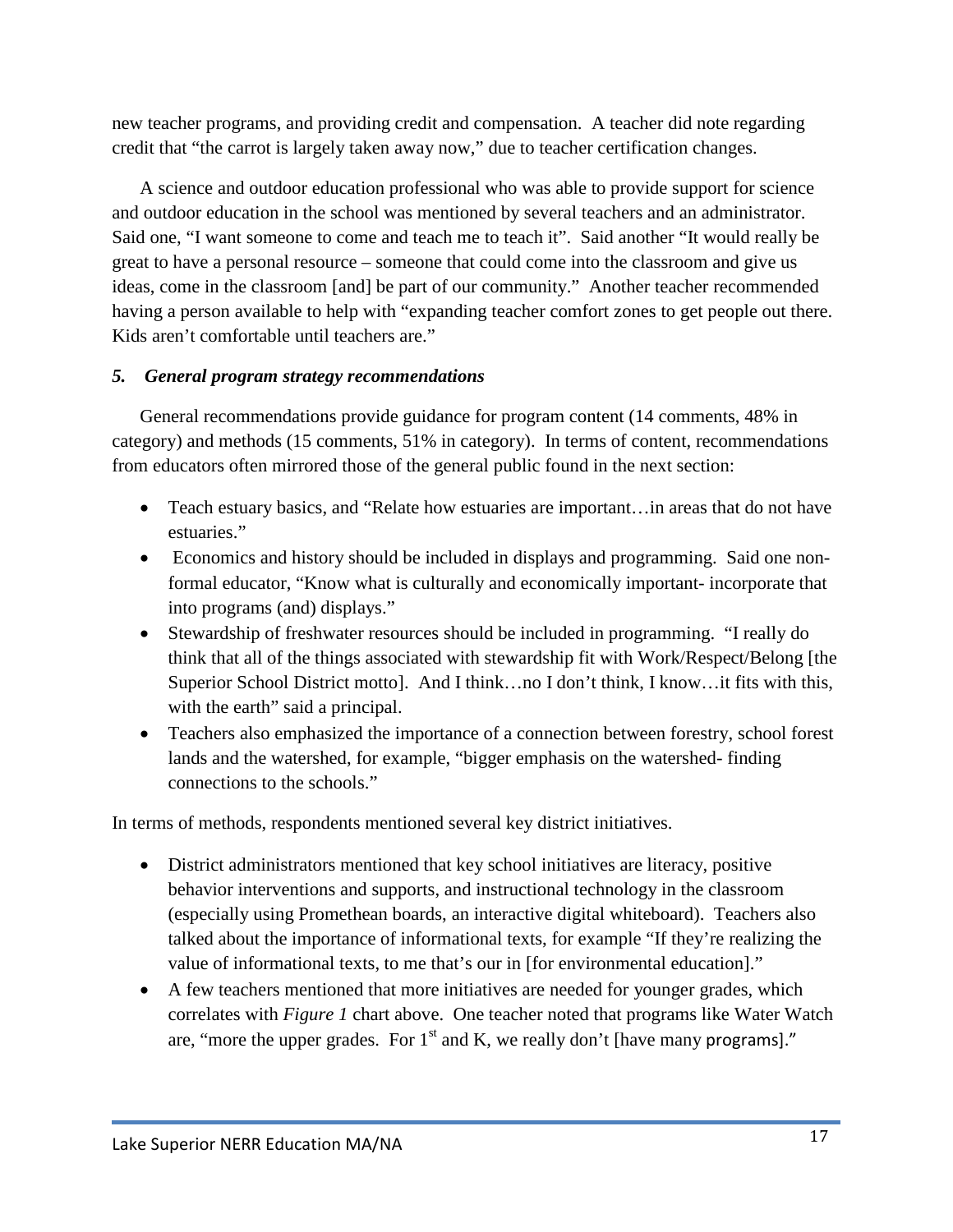new teacher programs, and providing credit and compensation. A teacher did note regarding credit that "the carrot is largely taken away now," due to teacher certification changes.

A science and outdoor education professional who was able to provide support for science and outdoor education in the school was mentioned by several teachers and an administrator. Said one, "I want someone to come and teach me to teach it". Said another "It would really be great to have a personal resource – someone that could come into the classroom and give us ideas, come in the classroom [and] be part of our community." Another teacher recommended having a person available to help with "expanding teacher comfort zones to get people out there. Kids aren't comfortable until teachers are."

### *5. General program strategy recommendations*

General recommendations provide guidance for program content (14 comments, 48% in category) and methods (15 comments, 51% in category). In terms of content, recommendations from educators often mirrored those of the general public found in the next section:

- Teach estuary basics, and "Relate how estuaries are important…in areas that do not have estuaries."
- Economics and history should be included in displays and programming. Said one non-formal educator, "Know what is culturally and economically important- incorporate that into programs (and) displays."
- Stewardship of freshwater resources should be included in programming. "I really do think that all of the things associated with stewardship fit with Work/Respect/Belong [the Superior School District motto]. And I think…no I don't think, I know…it fits with this, with the earth" said a principal.
- Teachers also emphasized the importance of a connection between forestry, school forest lands and the watershed, for example, "bigger emphasis on the watershed- finding connections to the schools."

In terms of methods, respondents mentioned several key district initiatives.

- District administrators mentioned that key school initiatives are literacy, positive behavior interventions and supports, and instructional technology in the classroom (especially using Promethean boards, an interactive digital whiteboard). Teachers also talked about the importance of informational texts, for example "If they're realizing the value of informational texts, to me that's our in [for environmental education]."
- A few teachers mentioned that more initiatives are needed for younger grades, which correlates with *Figure 1* chart above. One teacher noted that programs like Water Watch are, "more the upper grades. For 1st and K, we really don't [have many programs]."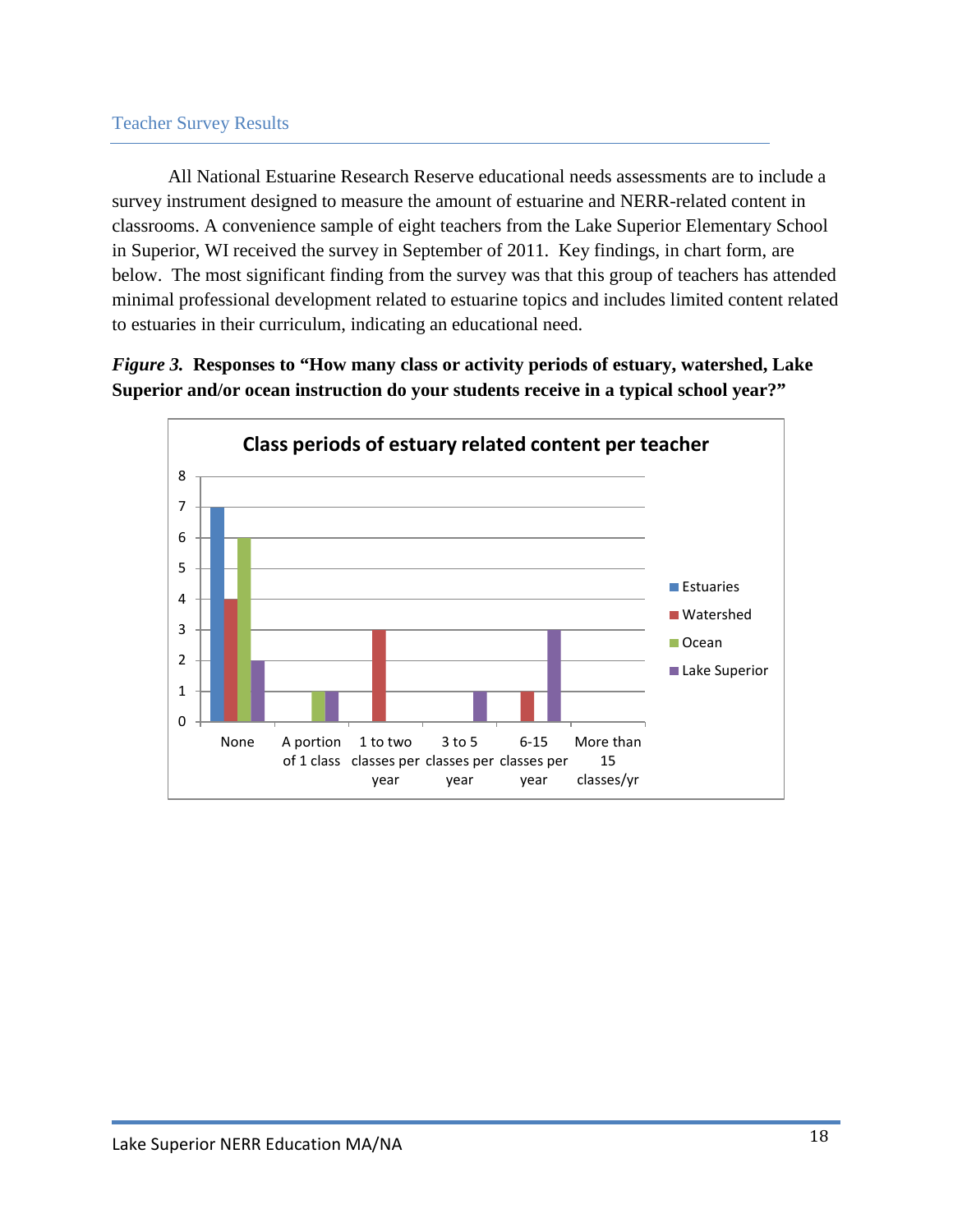## Teacher Survey Results

All National Estuarine Research Reserve educational needs assessments are to include a survey instrument designed to measure the amount of estuarine and NERR-related content in classrooms. A convenience sample of eight teachers from the Lake Superior Elementary School in Superior, WI received the survey in September of 2011. Key findings, in chart form, are below. The most significant finding from the survey was that this group of teachers has attended minimal professional development related to estuarine topics and includes limited content related to estuaries in their curriculum, indicating an educational need.

***Figure 3.*** **Responses to "How many class or activity periods of estuary, watershed, Lake Superior and/or ocean instruction do your students receive in a typical school year?"**

**Class periods of estuary related content per teacher**

| | Estuaries | Watershed | Ocean | Lake Superior |
|---|---|---|---|---|
| None | 7 | 4 | 6 | 2 |
| A portion of 1 class | | | 1 | 1 |
| 1 to two classes per year | | 3 | | |
| 3 to 5 classes per year | | | | 1 |
| 6-15 classes per year | | 1 | | 3 |
| More than 15 classes/yr | | | | |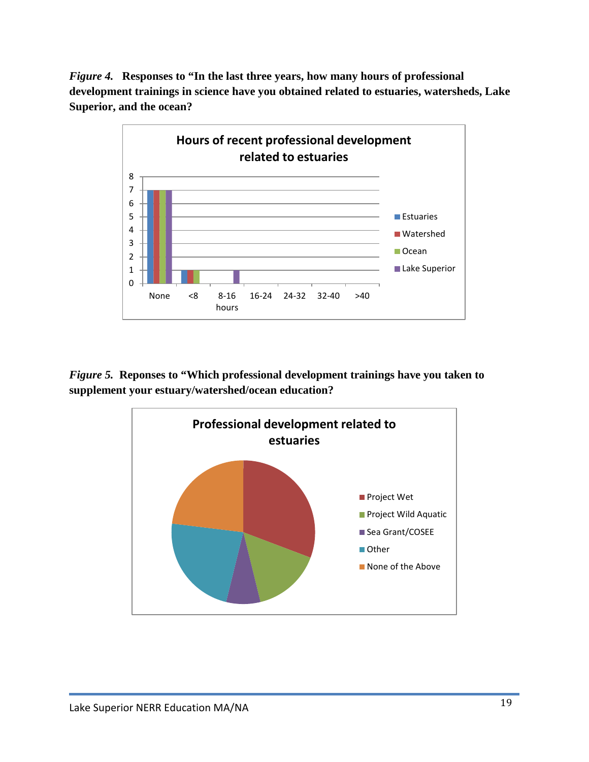*Figure 4.* **Responses to "In the last three years, how many hours of professional development trainings in science have you obtained related to estuaries, watersheds, Lake Superior, and the ocean?**

*Figure 5.* **Reponses to "Which professional development trainings have you taken to supplement your estuary/watershed/ocean education?**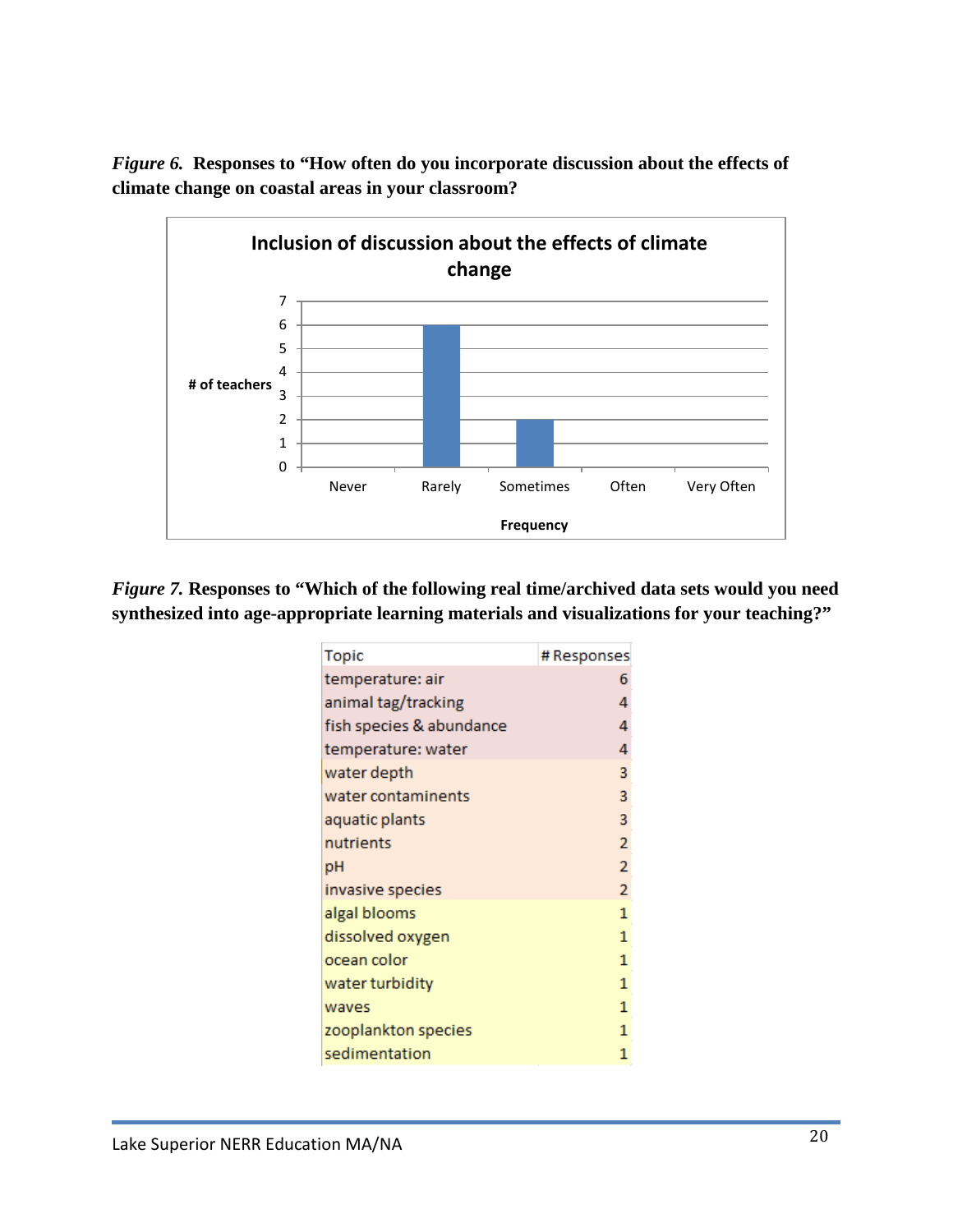*Figure 6.* **Responses to "How often do you incorporate discussion about the effects of climate change on coastal areas in your classroom?**

**Inclusion of discussion about the effects of climate change**

| Frequency | # of teachers |
|---|---|
| Never | 0 |
| Rarely | 6 |
| Sometimes | 2 |
| Often | 0 |
| Very Often | 0 |

*Figure 7.* **Responses to "Which of the following real time/archived data sets would you need synthesized into age-appropriate learning materials and visualizations for your teaching?"**

| Topic | # Responses |
|---|---|
| temperature: air | 6 |
| animal tag/tracking | 4 |
| fish species & abundance | 4 |
| temperature: water | 4 |
| water depth | 3 |
| water contaminents | 3 |
| aquatic plants | 3 |
| nutrients | 2 |
| pH | 2 |
| invasive species | 2 |
| algal blooms | 1 |
| dissolved oxygen | 1 |
| ocean color | 1 |
| water turbidity | 1 |
| waves | 1 |
| zooplankton species | 1 |
| sedimentation | 1 |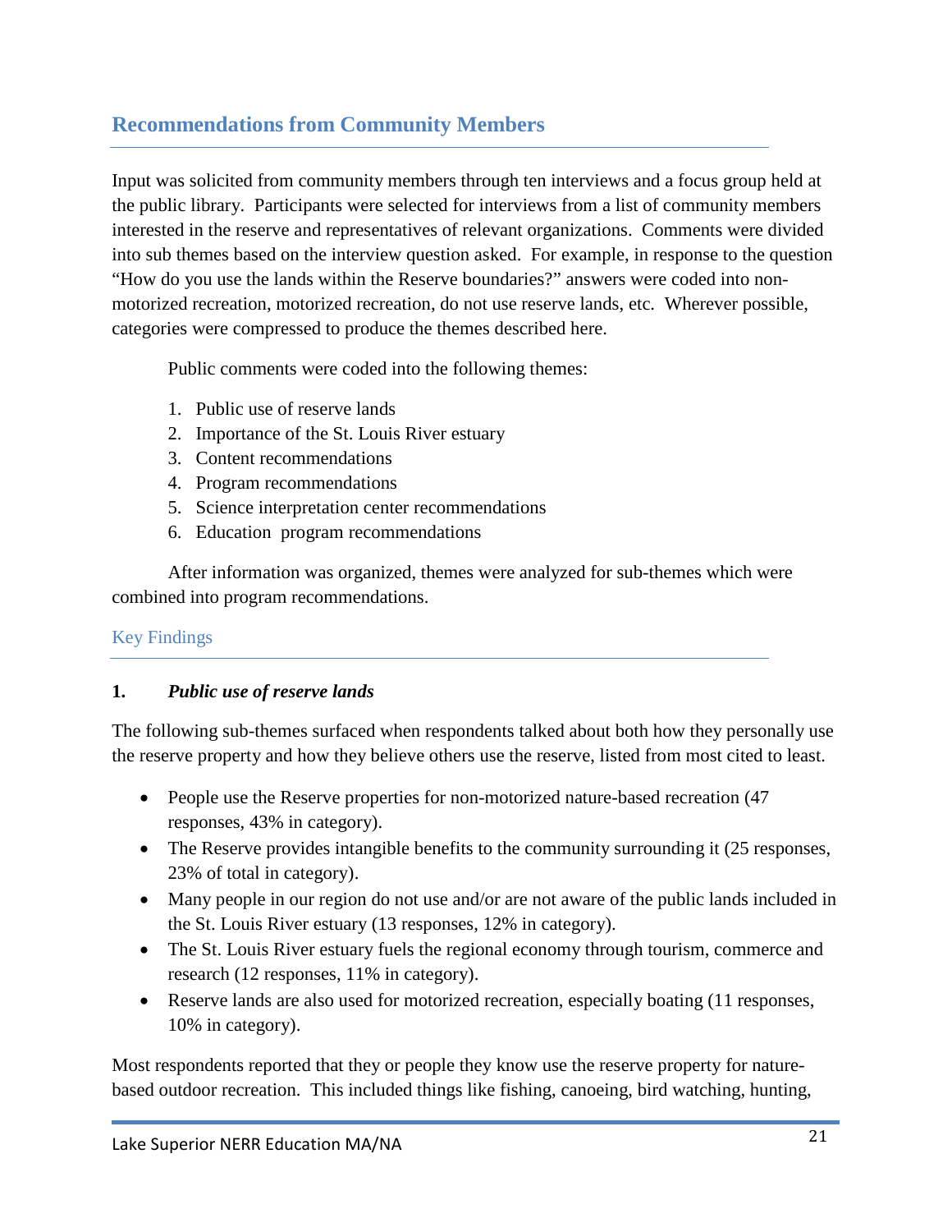## Recommendations from Community Members

Input was solicited from community members through ten interviews and a focus group held at the public library. Participants were selected for interviews from a list of community members interested in the reserve and representatives of relevant organizations. Comments were divided into sub themes based on the interview question asked. For example, in response to the question "How do you use the lands within the Reserve boundaries?" answers were coded into non-motorized recreation, motorized recreation, do not use reserve lands, etc. Wherever possible, categories were compressed to produce the themes described here.

Public comments were coded into the following themes:

1. Public use of reserve lands
2. Importance of the St. Louis River estuary
3. Content recommendations
4. Program recommendations
5. Science interpretation center recommendations
6. Education program recommendations

After information was organized, themes were analyzed for sub-themes which were combined into program recommendations.

### Key Findings

**1. *Public use of reserve lands***

The following sub-themes surfaced when respondents talked about both how they personally use the reserve property and how they believe others use the reserve, listed from most cited to least.

- People use the Reserve properties for non-motorized nature-based recreation (47 responses, 43% in category).
- The Reserve provides intangible benefits to the community surrounding it (25 responses, 23% of total in category).
- Many people in our region do not use and/or are not aware of the public lands included in the St. Louis River estuary (13 responses, 12% in category).
- The St. Louis River estuary fuels the regional economy through tourism, commerce and research (12 responses, 11% in category).
- Reserve lands are also used for motorized recreation, especially boating (11 responses, 10% in category).

Most respondents reported that they or people they know use the reserve property for nature-based outdoor recreation. This included things like fishing, canoeing, bird watching, hunting,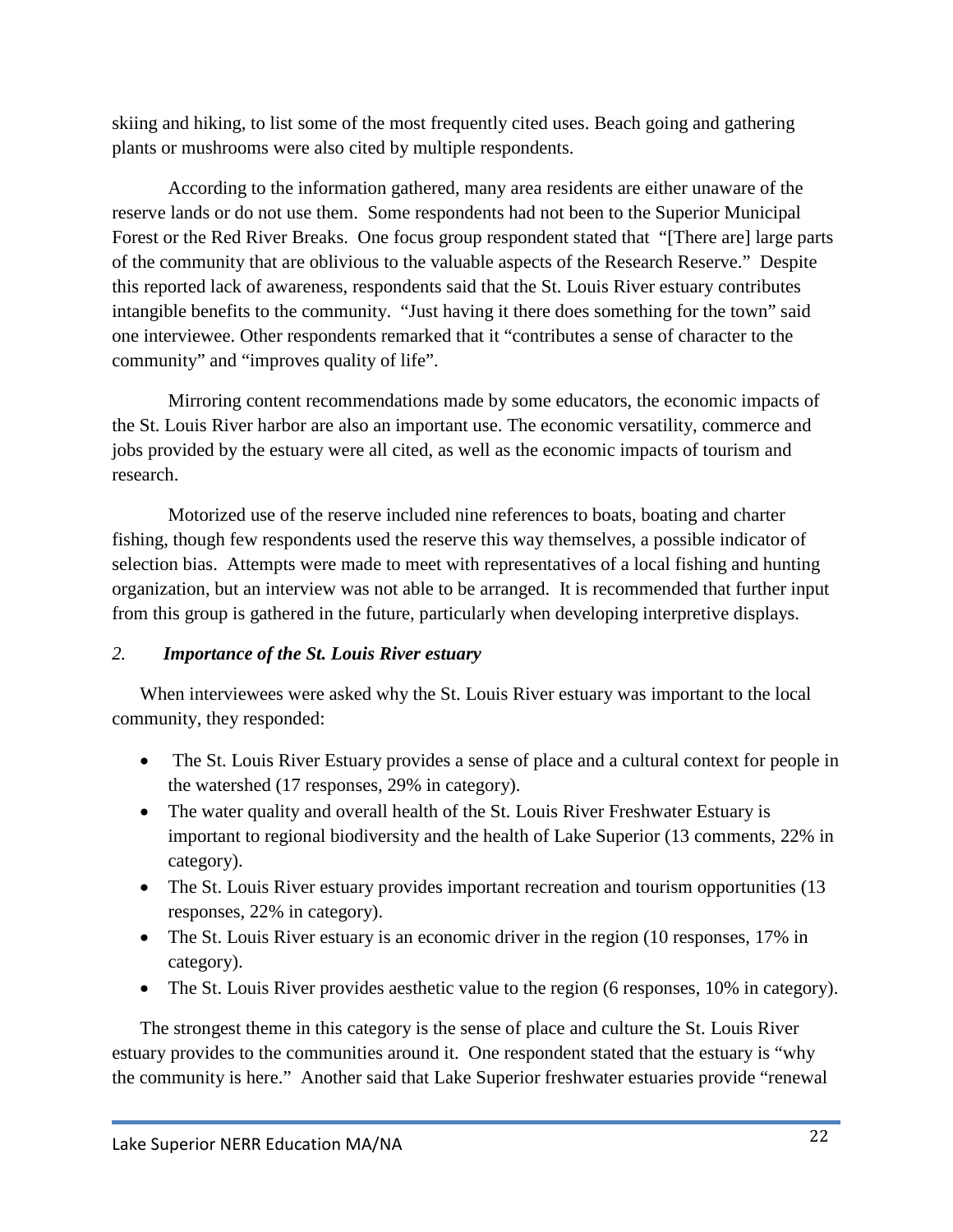skiing and hiking, to list some of the most frequently cited uses. Beach going and gathering plants or mushrooms were also cited by multiple respondents.

According to the information gathered, many area residents are either unaware of the reserve lands or do not use them. Some respondents had not been to the Superior Municipal Forest or the Red River Breaks. One focus group respondent stated that "[There are] large parts of the community that are oblivious to the valuable aspects of the Research Reserve." Despite this reported lack of awareness, respondents said that the St. Louis River estuary contributes intangible benefits to the community. "Just having it there does something for the town" said one interviewee. Other respondents remarked that it "contributes a sense of character to the community" and "improves quality of life".

Mirroring content recommendations made by some educators, the economic impacts of the St. Louis River harbor are also an important use. The economic versatility, commerce and jobs provided by the estuary were all cited, as well as the economic impacts of tourism and research.

Motorized use of the reserve included nine references to boats, boating and charter fishing, though few respondents used the reserve this way themselves, a possible indicator of selection bias. Attempts were made to meet with representatives of a local fishing and hunting organization, but an interview was not able to be arranged. It is recommended that further input from this group is gathered in the future, particularly when developing interpretive displays.

### *2. Importance of the St. Louis River estuary*

When interviewees were asked why the St. Louis River estuary was important to the local community, they responded:

- The St. Louis River Estuary provides a sense of place and a cultural context for people in the watershed (17 responses, 29% in category).
- The water quality and overall health of the St. Louis River Freshwater Estuary is important to regional biodiversity and the health of Lake Superior (13 comments, 22% in category).
- The St. Louis River estuary provides important recreation and tourism opportunities (13 responses, 22% in category).
- The St. Louis River estuary is an economic driver in the region (10 responses, 17% in category).
- The St. Louis River provides aesthetic value to the region (6 responses, 10% in category).

The strongest theme in this category is the sense of place and culture the St. Louis River estuary provides to the communities around it. One respondent stated that the estuary is "why the community is here." Another said that Lake Superior freshwater estuaries provide "renewal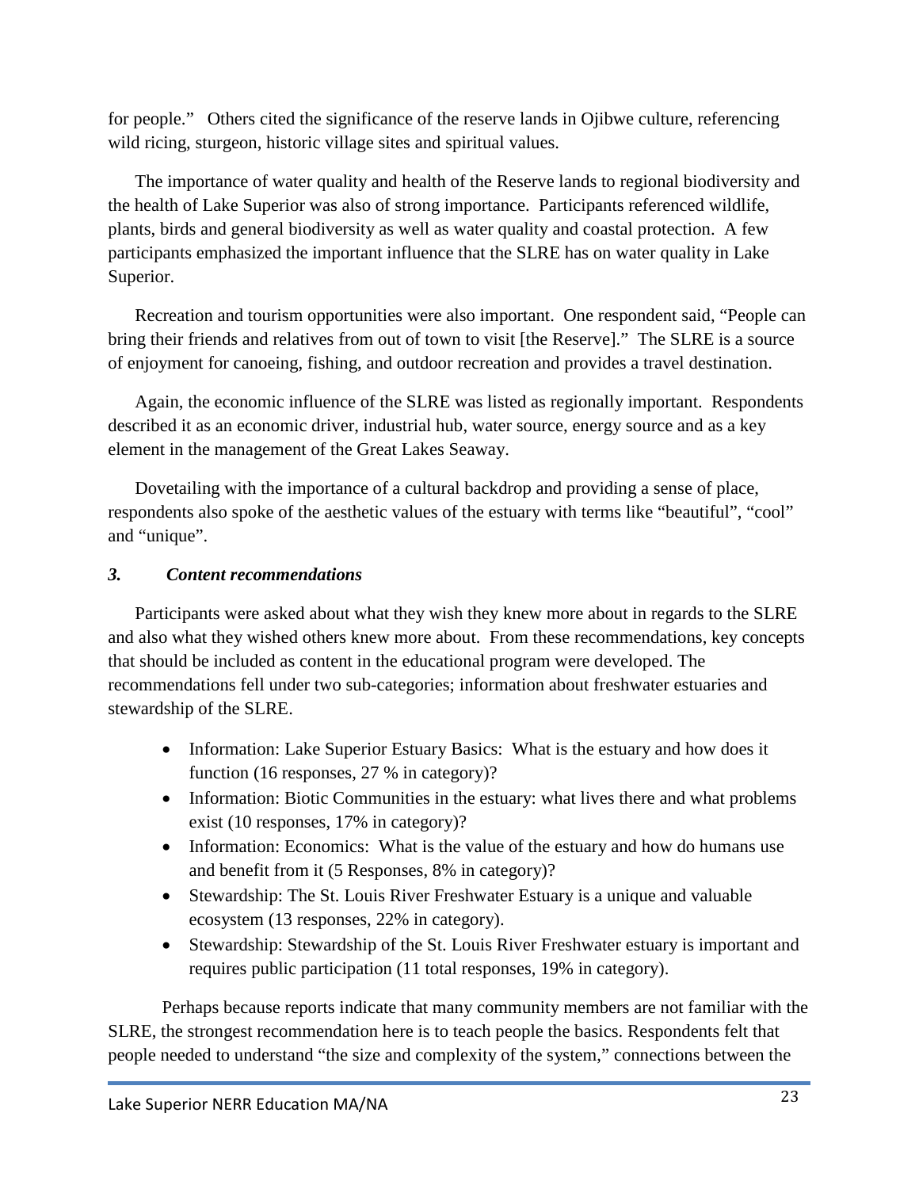for people." Others cited the significance of the reserve lands in Ojibwe culture, referencing wild ricing, sturgeon, historic village sites and spiritual values.

The importance of water quality and health of the Reserve lands to regional biodiversity and the health of Lake Superior was also of strong importance. Participants referenced wildlife, plants, birds and general biodiversity as well as water quality and coastal protection. A few participants emphasized the important influence that the SLRE has on water quality in Lake Superior.

Recreation and tourism opportunities were also important. One respondent said, "People can bring their friends and relatives from out of town to visit [the Reserve]." The SLRE is a source of enjoyment for canoeing, fishing, and outdoor recreation and provides a travel destination.

Again, the economic influence of the SLRE was listed as regionally important. Respondents described it as an economic driver, industrial hub, water source, energy source and as a key element in the management of the Great Lakes Seaway.

Dovetailing with the importance of a cultural backdrop and providing a sense of place, respondents also spoke of the aesthetic values of the estuary with terms like "beautiful", "cool" and "unique".

### *3. Content recommendations*

Participants were asked about what they wish they knew more about in regards to the SLRE and also what they wished others knew more about. From these recommendations, key concepts that should be included as content in the educational program were developed. The recommendations fell under two sub-categories; information about freshwater estuaries and stewardship of the SLRE.

- Information: Lake Superior Estuary Basics: What is the estuary and how does it function (16 responses, 27 % in category)?
- Information: Biotic Communities in the estuary: what lives there and what problems exist (10 responses, 17% in category)?
- Information: Economics: What is the value of the estuary and how do humans use and benefit from it (5 Responses, 8% in category)?
- Stewardship: The St. Louis River Freshwater Estuary is a unique and valuable ecosystem (13 responses, 22% in category).
- Stewardship: Stewardship of the St. Louis River Freshwater estuary is important and requires public participation (11 total responses, 19% in category).

Perhaps because reports indicate that many community members are not familiar with the SLRE, the strongest recommendation here is to teach people the basics. Respondents felt that people needed to understand "the size and complexity of the system," connections between the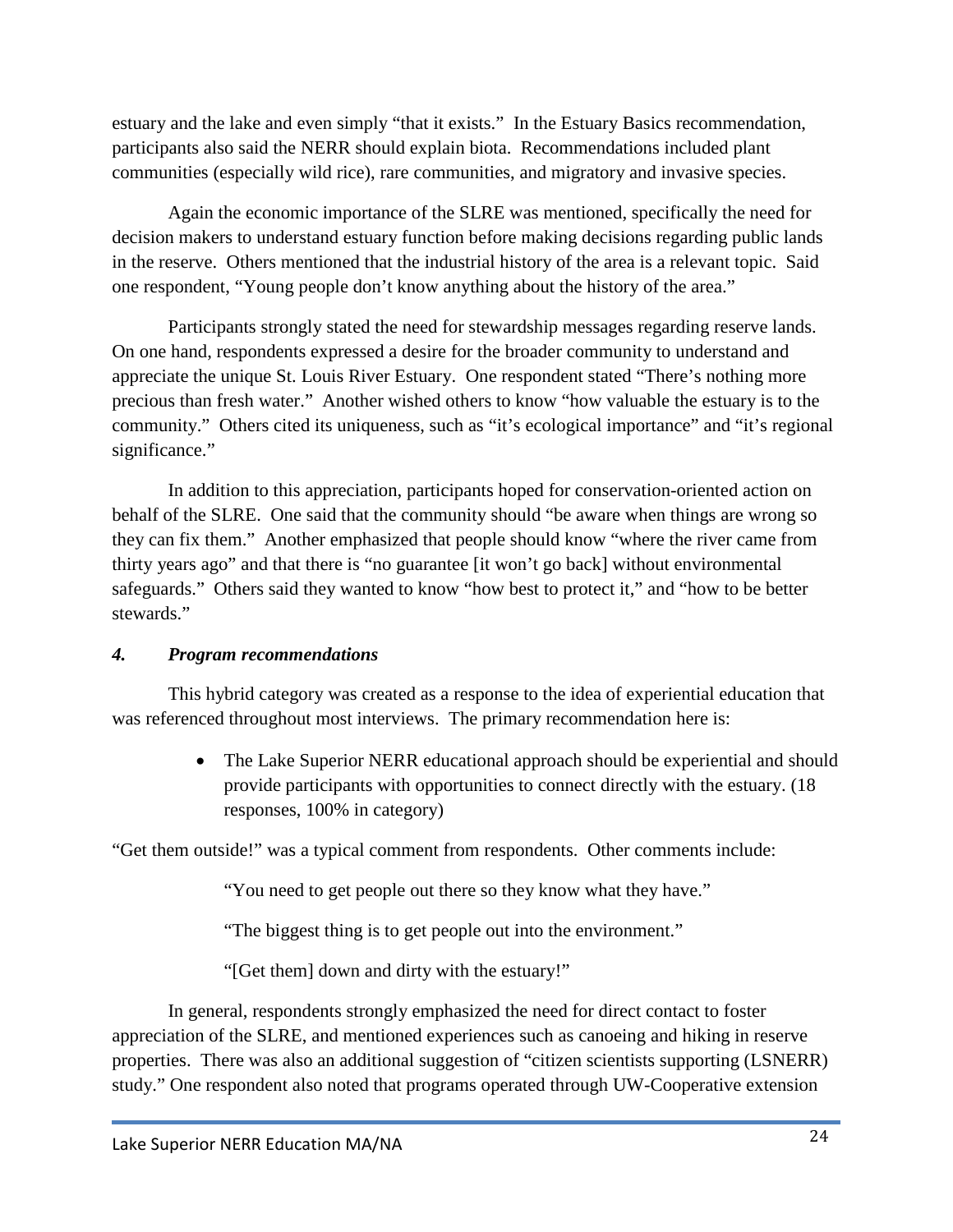estuary and the lake and even simply "that it exists." In the Estuary Basics recommendation, participants also said the NERR should explain biota. Recommendations included plant communities (especially wild rice), rare communities, and migratory and invasive species.

Again the economic importance of the SLRE was mentioned, specifically the need for decision makers to understand estuary function before making decisions regarding public lands in the reserve. Others mentioned that the industrial history of the area is a relevant topic. Said one respondent, "Young people don't know anything about the history of the area."

Participants strongly stated the need for stewardship messages regarding reserve lands. On one hand, respondents expressed a desire for the broader community to understand and appreciate the unique St. Louis River Estuary. One respondent stated "There's nothing more precious than fresh water." Another wished others to know "how valuable the estuary is to the community." Others cited its uniqueness, such as "it's ecological importance" and "it's regional significance."

In addition to this appreciation, participants hoped for conservation-oriented action on behalf of the SLRE. One said that the community should "be aware when things are wrong so they can fix them." Another emphasized that people should know "where the river came from thirty years ago" and that there is "no guarantee [it won't go back] without environmental safeguards." Others said they wanted to know "how best to protect it," and "how to be better stewards."

### *4. Program recommendations*

This hybrid category was created as a response to the idea of experiential education that was referenced throughout most interviews. The primary recommendation here is:

- The Lake Superior NERR educational approach should be experiential and should provide participants with opportunities to connect directly with the estuary. (18 responses, 100% in category)

"Get them outside!" was a typical comment from respondents. Other comments include:

> "You need to get people out there so they know what they have."
>
> "The biggest thing is to get people out into the environment."
>
> "[Get them] down and dirty with the estuary!"

In general, respondents strongly emphasized the need for direct contact to foster appreciation of the SLRE, and mentioned experiences such as canoeing and hiking in reserve properties. There was also an additional suggestion of "citizen scientists supporting (LSNERR) study." One respondent also noted that programs operated through UW-Cooperative extension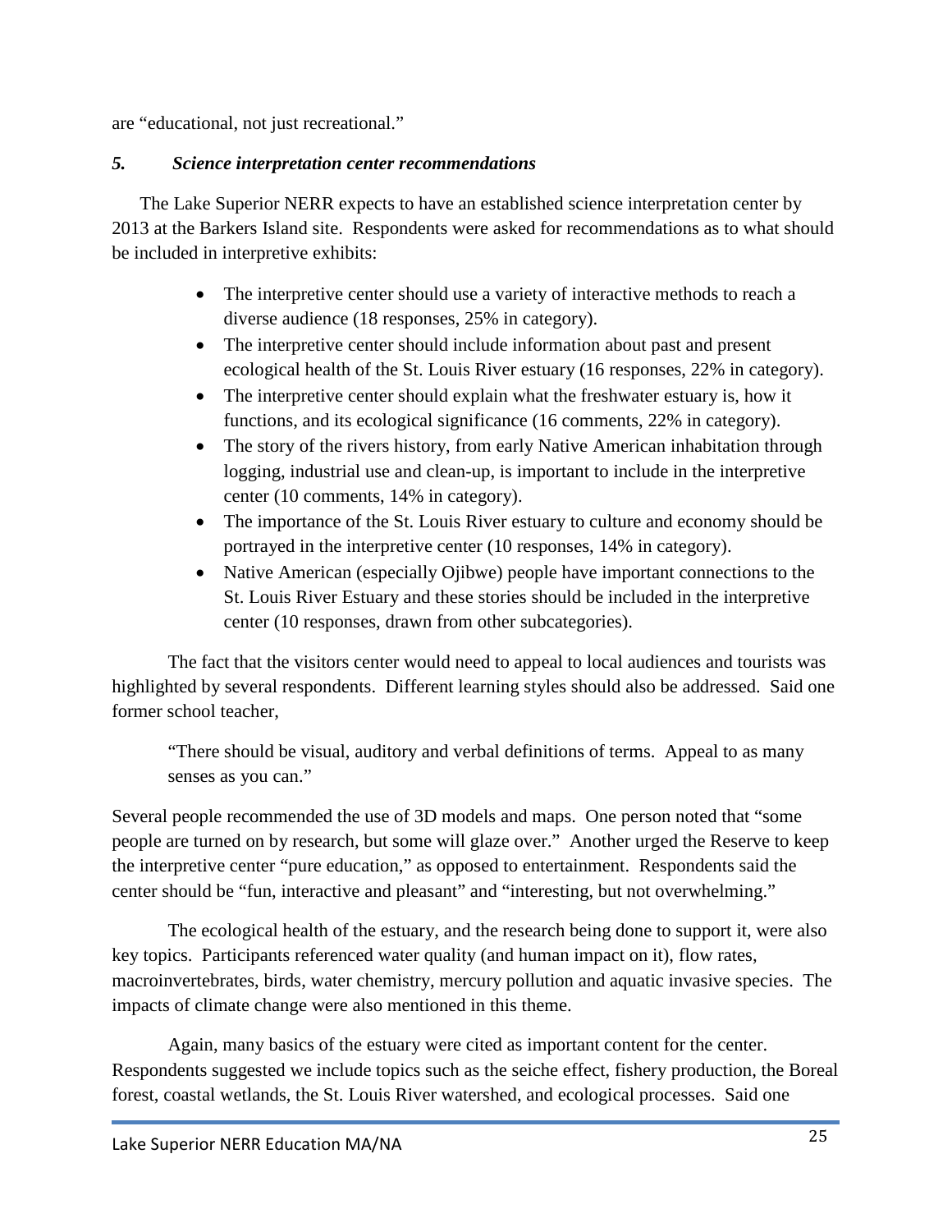are "educational, not just recreational."

### *5. Science interpretation center recommendations*

The Lake Superior NERR expects to have an established science interpretation center by 2013 at the Barkers Island site. Respondents were asked for recommendations as to what should be included in interpretive exhibits:

- The interpretive center should use a variety of interactive methods to reach a diverse audience (18 responses, 25% in category).
- The interpretive center should include information about past and present ecological health of the St. Louis River estuary (16 responses, 22% in category).
- The interpretive center should explain what the freshwater estuary is, how it functions, and its ecological significance (16 comments, 22% in category).
- The story of the rivers history, from early Native American inhabitation through logging, industrial use and clean-up, is important to include in the interpretive center (10 comments, 14% in category).
- The importance of the St. Louis River estuary to culture and economy should be portrayed in the interpretive center (10 responses, 14% in category).
- Native American (especially Ojibwe) people have important connections to the St. Louis River Estuary and these stories should be included in the interpretive center (10 responses, drawn from other subcategories).

The fact that the visitors center would need to appeal to local audiences and tourists was highlighted by several respondents. Different learning styles should also be addressed. Said one former school teacher,

> "There should be visual, auditory and verbal definitions of terms. Appeal to as many senses as you can."

Several people recommended the use of 3D models and maps. One person noted that "some people are turned on by research, but some will glaze over." Another urged the Reserve to keep the interpretive center "pure education," as opposed to entertainment. Respondents said the center should be "fun, interactive and pleasant" and "interesting, but not overwhelming."

The ecological health of the estuary, and the research being done to support it, were also key topics. Participants referenced water quality (and human impact on it), flow rates, macroinvertebrates, birds, water chemistry, mercury pollution and aquatic invasive species. The impacts of climate change were also mentioned in this theme.

Again, many basics of the estuary were cited as important content for the center. Respondents suggested we include topics such as the seiche effect, fishery production, the Boreal forest, coastal wetlands, the St. Louis River watershed, and ecological processes. Said one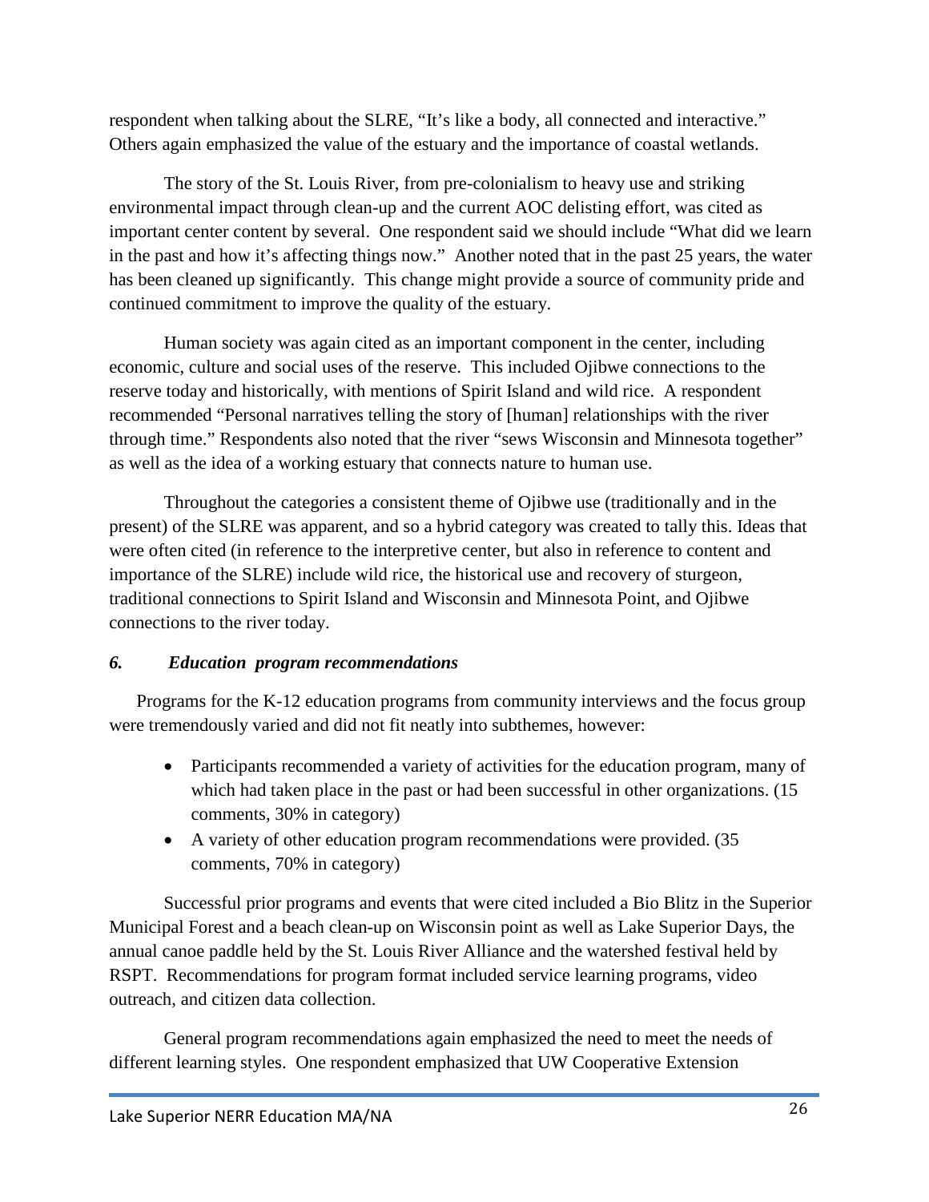respondent when talking about the SLRE, "It's like a body, all connected and interactive." Others again emphasized the value of the estuary and the importance of coastal wetlands.

The story of the St. Louis River, from pre-colonialism to heavy use and striking environmental impact through clean-up and the current AOC delisting effort, was cited as important center content by several. One respondent said we should include "What did we learn in the past and how it's affecting things now." Another noted that in the past 25 years, the water has been cleaned up significantly. This change might provide a source of community pride and continued commitment to improve the quality of the estuary.

Human society was again cited as an important component in the center, including economic, culture and social uses of the reserve. This included Ojibwe connections to the reserve today and historically, with mentions of Spirit Island and wild rice. A respondent recommended "Personal narratives telling the story of [human] relationships with the river through time." Respondents also noted that the river "sews Wisconsin and Minnesota together" as well as the idea of a working estuary that connects nature to human use.

Throughout the categories a consistent theme of Ojibwe use (traditionally and in the present) of the SLRE was apparent, and so a hybrid category was created to tally this. Ideas that were often cited (in reference to the interpretive center, but also in reference to content and importance of the SLRE) include wild rice, the historical use and recovery of sturgeon, traditional connections to Spirit Island and Wisconsin and Minnesota Point, and Ojibwe connections to the river today.

### *6. Education program recommendations*

Programs for the K-12 education programs from community interviews and the focus group were tremendously varied and did not fit neatly into subthemes, however:

- Participants recommended a variety of activities for the education program, many of which had taken place in the past or had been successful in other organizations. (15 comments, 30% in category)
- A variety of other education program recommendations were provided. (35 comments, 70% in category)

Successful prior programs and events that were cited included a Bio Blitz in the Superior Municipal Forest and a beach clean-up on Wisconsin point as well as Lake Superior Days, the annual canoe paddle held by the St. Louis River Alliance and the watershed festival held by RSPT. Recommendations for program format included service learning programs, video outreach, and citizen data collection.

General program recommendations again emphasized the need to meet the needs of different learning styles. One respondent emphasized that UW Cooperative Extension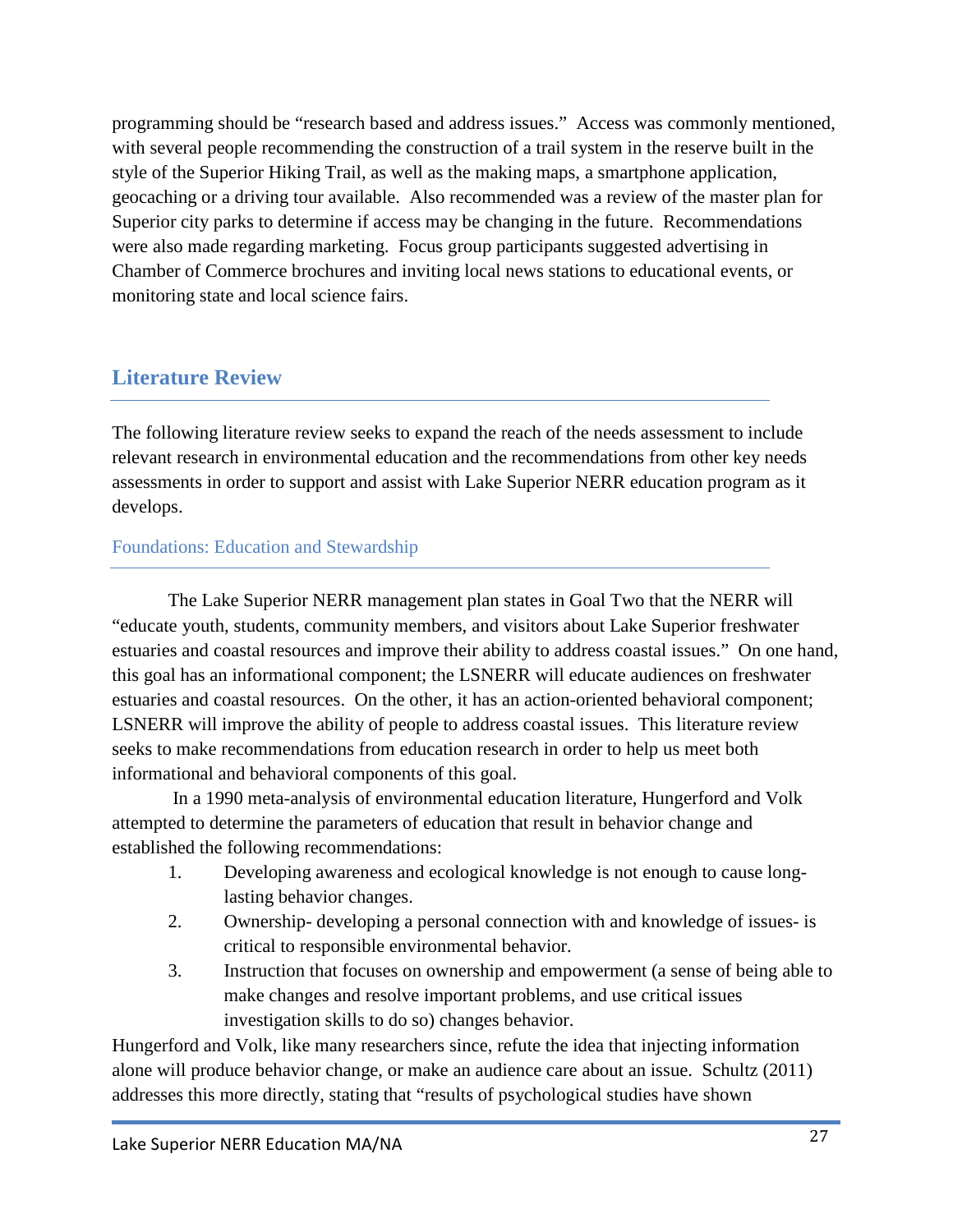programming should be "research based and address issues." Access was commonly mentioned, with several people recommending the construction of a trail system in the reserve built in the style of the Superior Hiking Trail, as well as the making maps, a smartphone application, geocaching or a driving tour available. Also recommended was a review of the master plan for Superior city parks to determine if access may be changing in the future. Recommendations were also made regarding marketing. Focus group participants suggested advertising in Chamber of Commerce brochures and inviting local news stations to educational events, or monitoring state and local science fairs.

## Literature Review

The following literature review seeks to expand the reach of the needs assessment to include relevant research in environmental education and the recommendations from other key needs assessments in order to support and assist with Lake Superior NERR education program as it develops.

### Foundations: Education and Stewardship

The Lake Superior NERR management plan states in Goal Two that the NERR will "educate youth, students, community members, and visitors about Lake Superior freshwater estuaries and coastal resources and improve their ability to address coastal issues." On one hand, this goal has an informational component; the LSNERR will educate audiences on freshwater estuaries and coastal resources. On the other, it has an action-oriented behavioral component; LSNERR will improve the ability of people to address coastal issues. This literature review seeks to make recommendations from education research in order to help us meet both informational and behavioral components of this goal.

In a 1990 meta-analysis of environmental education literature, Hungerford and Volk attempted to determine the parameters of education that result in behavior change and established the following recommendations:

1. Developing awareness and ecological knowledge is not enough to cause long-lasting behavior changes.
2. Ownership- developing a personal connection with and knowledge of issues- is critical to responsible environmental behavior.
3. Instruction that focuses on ownership and empowerment (a sense of being able to make changes and resolve important problems, and use critical issues investigation skills to do so) changes behavior.

Hungerford and Volk, like many researchers since, refute the idea that injecting information alone will produce behavior change, or make an audience care about an issue. Schultz (2011) addresses this more directly, stating that "results of psychological studies have shown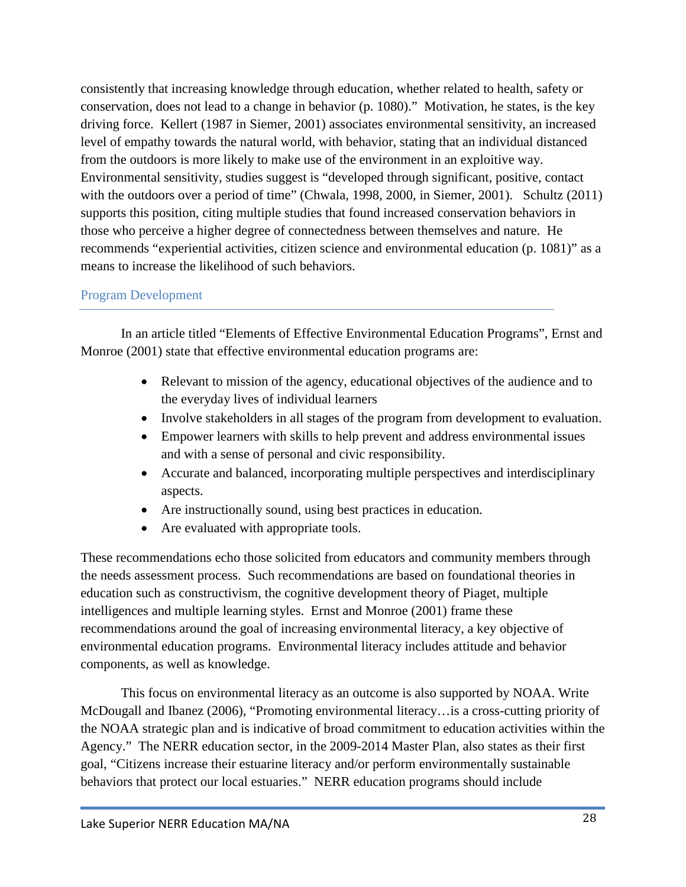consistently that increasing knowledge through education, whether related to health, safety or conservation, does not lead to a change in behavior (p. 1080)." Motivation, he states, is the key driving force. Kellert (1987 in Siemer, 2001) associates environmental sensitivity, an increased level of empathy towards the natural world, with behavior, stating that an individual distanced from the outdoors is more likely to make use of the environment in an exploitive way. Environmental sensitivity, studies suggest is "developed through significant, positive, contact with the outdoors over a period of time" (Chwala, 1998, 2000, in Siemer, 2001). Schultz (2011) supports this position, citing multiple studies that found increased conservation behaviors in those who perceive a higher degree of connectedness between themselves and nature. He recommends "experiential activities, citizen science and environmental education (p. 1081)" as a means to increase the likelihood of such behaviors.

## Program Development

In an article titled "Elements of Effective Environmental Education Programs", Ernst and Monroe (2001) state that effective environmental education programs are:

- Relevant to mission of the agency, educational objectives of the audience and to the everyday lives of individual learners
- Involve stakeholders in all stages of the program from development to evaluation.
- Empower learners with skills to help prevent and address environmental issues and with a sense of personal and civic responsibility.
- Accurate and balanced, incorporating multiple perspectives and interdisciplinary aspects.
- Are instructionally sound, using best practices in education.
- Are evaluated with appropriate tools.

These recommendations echo those solicited from educators and community members through the needs assessment process. Such recommendations are based on foundational theories in education such as constructivism, the cognitive development theory of Piaget, multiple intelligences and multiple learning styles. Ernst and Monroe (2001) frame these recommendations around the goal of increasing environmental literacy, a key objective of environmental education programs. Environmental literacy includes attitude and behavior components, as well as knowledge.

This focus on environmental literacy as an outcome is also supported by NOAA. Write McDougall and Ibanez (2006), "Promoting environmental literacy…is a cross-cutting priority of the NOAA strategic plan and is indicative of broad commitment to education activities within the Agency." The NERR education sector, in the 2009-2014 Master Plan, also states as their first goal, "Citizens increase their estuarine literacy and/or perform environmentally sustainable behaviors that protect our local estuaries." NERR education programs should include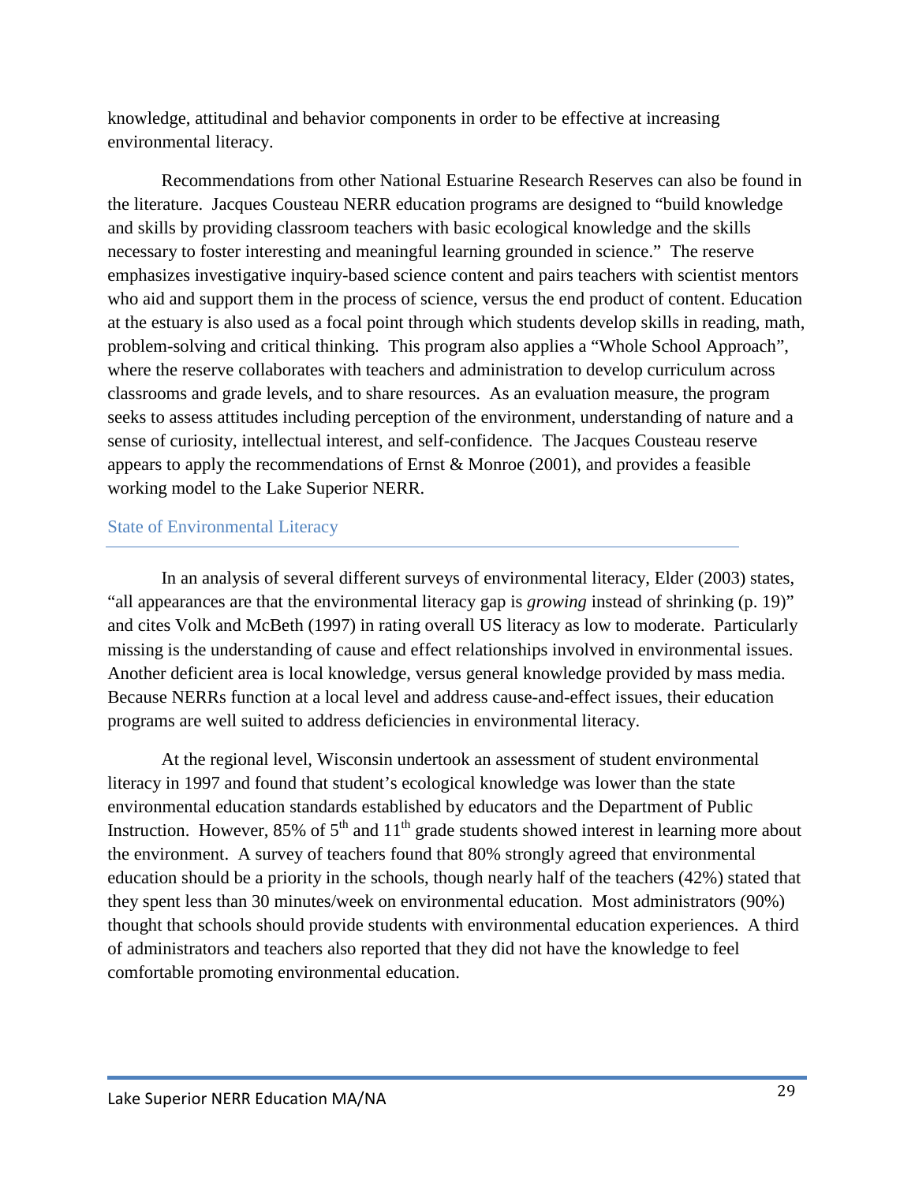knowledge, attitudinal and behavior components in order to be effective at increasing environmental literacy.

Recommendations from other National Estuarine Research Reserves can also be found in the literature. Jacques Cousteau NERR education programs are designed to "build knowledge and skills by providing classroom teachers with basic ecological knowledge and the skills necessary to foster interesting and meaningful learning grounded in science." The reserve emphasizes investigative inquiry-based science content and pairs teachers with scientist mentors who aid and support them in the process of science, versus the end product of content. Education at the estuary is also used as a focal point through which students develop skills in reading, math, problem-solving and critical thinking. This program also applies a "Whole School Approach", where the reserve collaborates with teachers and administration to develop curriculum across classrooms and grade levels, and to share resources. As an evaluation measure, the program seeks to assess attitudes including perception of the environment, understanding of nature and a sense of curiosity, intellectual interest, and self-confidence. The Jacques Cousteau reserve appears to apply the recommendations of Ernst & Monroe (2001), and provides a feasible working model to the Lake Superior NERR.

## State of Environmental Literacy

In an analysis of several different surveys of environmental literacy, Elder (2003) states, "all appearances are that the environmental literacy gap is *growing* instead of shrinking (p. 19)" and cites Volk and McBeth (1997) in rating overall US literacy as low to moderate. Particularly missing is the understanding of cause and effect relationships involved in environmental issues. Another deficient area is local knowledge, versus general knowledge provided by mass media. Because NERRs function at a local level and address cause-and-effect issues, their education programs are well suited to address deficiencies in environmental literacy.

At the regional level, Wisconsin undertook an assessment of student environmental literacy in 1997 and found that student's ecological knowledge was lower than the state environmental education standards established by educators and the Department of Public Instruction. However, 85% of 5$^{th}$ and 11$^{th}$ grade students showed interest in learning more about the environment. A survey of teachers found that 80% strongly agreed that environmental education should be a priority in the schools, though nearly half of the teachers (42%) stated that they spent less than 30 minutes/week on environmental education. Most administrators (90%) thought that schools should provide students with environmental education experiences. A third of administrators and teachers also reported that they did not have the knowledge to feel comfortable promoting environmental education.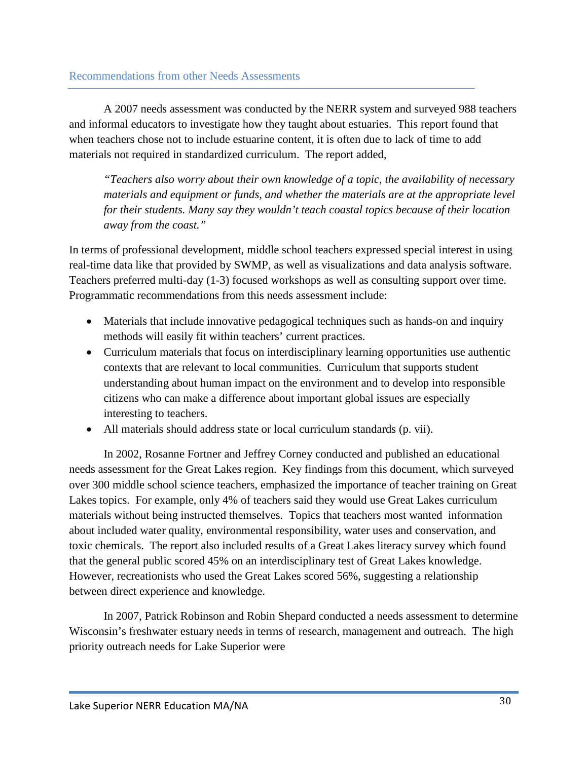## Recommendations from other Needs Assessments

A 2007 needs assessment was conducted by the NERR system and surveyed 988 teachers and informal educators to investigate how they taught about estuaries. This report found that when teachers chose not to include estuarine content, it is often due to lack of time to add materials not required in standardized curriculum. The report added,

> *"Teachers also worry about their own knowledge of a topic, the availability of necessary materials and equipment or funds, and whether the materials are at the appropriate level for their students. Many say they wouldn't teach coastal topics because of their location away from the coast."*

In terms of professional development, middle school teachers expressed special interest in using real-time data like that provided by SWMP, as well as visualizations and data analysis software. Teachers preferred multi-day (1-3) focused workshops as well as consulting support over time. Programmatic recommendations from this needs assessment include:

- Materials that include innovative pedagogical techniques such as hands-on and inquiry methods will easily fit within teachers' current practices.
- Curriculum materials that focus on interdisciplinary learning opportunities use authentic contexts that are relevant to local communities. Curriculum that supports student understanding about human impact on the environment and to develop into responsible citizens who can make a difference about important global issues are especially interesting to teachers.
- All materials should address state or local curriculum standards (p. vii).

In 2002, Rosanne Fortner and Jeffrey Corney conducted and published an educational needs assessment for the Great Lakes region. Key findings from this document, which surveyed over 300 middle school science teachers, emphasized the importance of teacher training on Great Lakes topics. For example, only 4% of teachers said they would use Great Lakes curriculum materials without being instructed themselves. Topics that teachers most wanted information about included water quality, environmental responsibility, water uses and conservation, and toxic chemicals. The report also included results of a Great Lakes literacy survey which found that the general public scored 45% on an interdisciplinary test of Great Lakes knowledge. However, recreationists who used the Great Lakes scored 56%, suggesting a relationship between direct experience and knowledge.

In 2007, Patrick Robinson and Robin Shepard conducted a needs assessment to determine Wisconsin's freshwater estuary needs in terms of research, management and outreach. The high priority outreach needs for Lake Superior were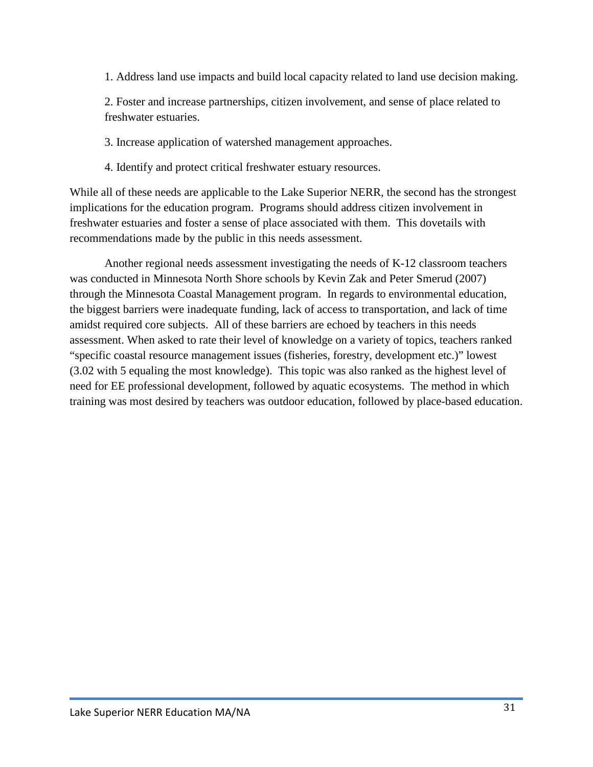1. Address land use impacts and build local capacity related to land use decision making.

2. Foster and increase partnerships, citizen involvement, and sense of place related to freshwater estuaries.

3. Increase application of watershed management approaches.

4. Identify and protect critical freshwater estuary resources.

While all of these needs are applicable to the Lake Superior NERR, the second has the strongest implications for the education program. Programs should address citizen involvement in freshwater estuaries and foster a sense of place associated with them. This dovetails with recommendations made by the public in this needs assessment.

Another regional needs assessment investigating the needs of K-12 classroom teachers was conducted in Minnesota North Shore schools by Kevin Zak and Peter Smerud (2007) through the Minnesota Coastal Management program. In regards to environmental education, the biggest barriers were inadequate funding, lack of access to transportation, and lack of time amidst required core subjects. All of these barriers are echoed by teachers in this needs assessment. When asked to rate their level of knowledge on a variety of topics, teachers ranked "specific coastal resource management issues (fisheries, forestry, development etc.)" lowest (3.02 with 5 equaling the most knowledge). This topic was also ranked as the highest level of need for EE professional development, followed by aquatic ecosystems. The method in which training was most desired by teachers was outdoor education, followed by place-based education.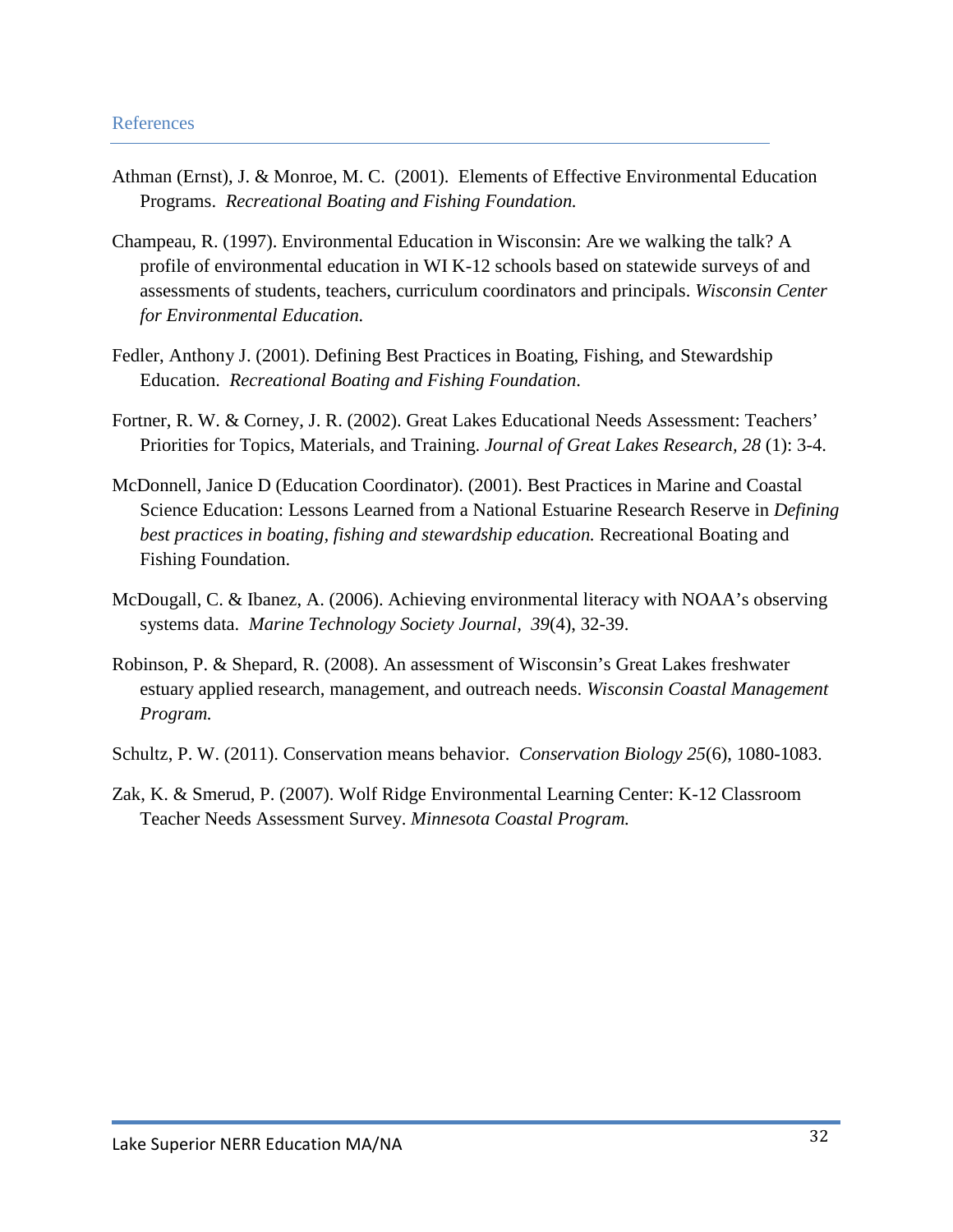## References

Athman (Ernst), J. & Monroe, M. C. (2001). Elements of Effective Environmental Education Programs. *Recreational Boating and Fishing Foundation.*

Champeau, R. (1997). Environmental Education in Wisconsin: Are we walking the talk? A profile of environmental education in WI K-12 schools based on statewide surveys of and assessments of students, teachers, curriculum coordinators and principals. *Wisconsin Center for Environmental Education.*

Fedler, Anthony J. (2001). Defining Best Practices in Boating, Fishing, and Stewardship Education. *Recreational Boating and Fishing Foundation*.

Fortner, R. W. & Corney, J. R. (2002). Great Lakes Educational Needs Assessment: Teachers' Priorities for Topics, Materials, and Training. *Journal of Great Lakes Research, 28* (1): 3-4.

McDonnell, Janice D (Education Coordinator). (2001). Best Practices in Marine and Coastal Science Education: Lessons Learned from a National Estuarine Research Reserve in *Defining best practices in boating, fishing and stewardship education.* Recreational Boating and Fishing Foundation.

McDougall, C. & Ibanez, A. (2006). Achieving environmental literacy with NOAA's observing systems data. *Marine Technology Society Journal, 39*(4), 32-39.

Robinson, P. & Shepard, R. (2008). An assessment of Wisconsin's Great Lakes freshwater estuary applied research, management, and outreach needs. *Wisconsin Coastal Management Program.*

Schultz, P. W. (2011). Conservation means behavior. *Conservation Biology 25*(6), 1080-1083.

Zak, K. & Smerud, P. (2007). Wolf Ridge Environmental Learning Center: K-12 Classroom Teacher Needs Assessment Survey. *Minnesota Coastal Program.*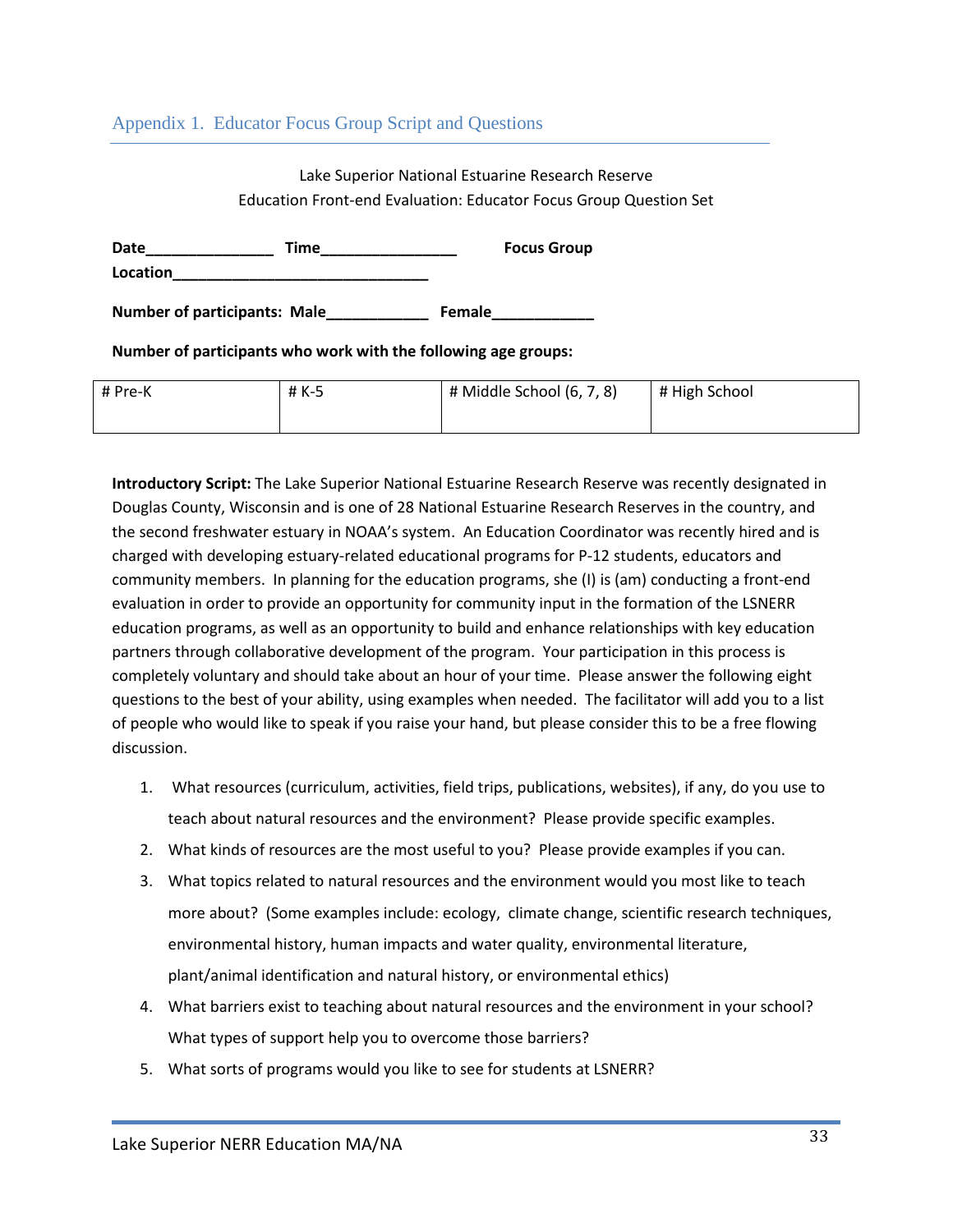## Appendix 1. Educator Focus Group Script and Questions

Lake Superior National Estuarine Research Reserve
Education Front-end Evaluation: Educator Focus Group Question Set

**Date**_______________ **Time**________________ **Focus Group**

**Location**_______________________________

**Number of participants: Male**____________ **Female**____________

**Number of participants who work with the following age groups:**

| # Pre-K | # K-5 | # Middle School (6, 7, 8) | # High School |
|---|---|---|---|
| | | | |

**Introductory Script:** The Lake Superior National Estuarine Research Reserve was recently designated in Douglas County, Wisconsin and is one of 28 National Estuarine Research Reserves in the country, and the second freshwater estuary in NOAA's system. An Education Coordinator was recently hired and is charged with developing estuary-related educational programs for P-12 students, educators and community members. In planning for the education programs, she (I) is (am) conducting a front-end evaluation in order to provide an opportunity for community input in the formation of the LSNERR education programs, as well as an opportunity to build and enhance relationships with key education partners through collaborative development of the program. Your participation in this process is completely voluntary and should take about an hour of your time. Please answer the following eight questions to the best of your ability, using examples when needed. The facilitator will add you to a list of people who would like to speak if you raise your hand, but please consider this to be a free flowing discussion.

1. What resources (curriculum, activities, field trips, publications, websites), if any, do you use to teach about natural resources and the environment? Please provide specific examples.
2. What kinds of resources are the most useful to you? Please provide examples if you can.
3. What topics related to natural resources and the environment would you most like to teach more about? (Some examples include: ecology, climate change, scientific research techniques, environmental history, human impacts and water quality, environmental literature, plant/animal identification and natural history, or environmental ethics)
4. What barriers exist to teaching about natural resources and the environment in your school? What types of support help you to overcome those barriers?
5. What sorts of programs would you like to see for students at LSNERR?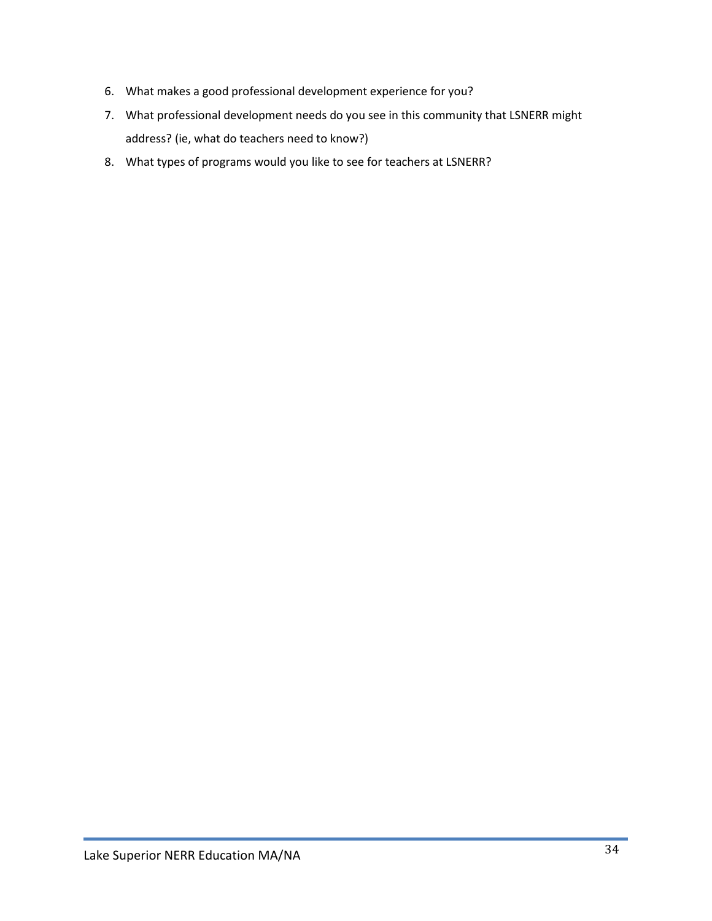6. What makes a good professional development experience for you?
7. What professional development needs do you see in this community that LSNERR might address? (ie, what do teachers need to know?)
8. What types of programs would you like to see for teachers at LSNERR?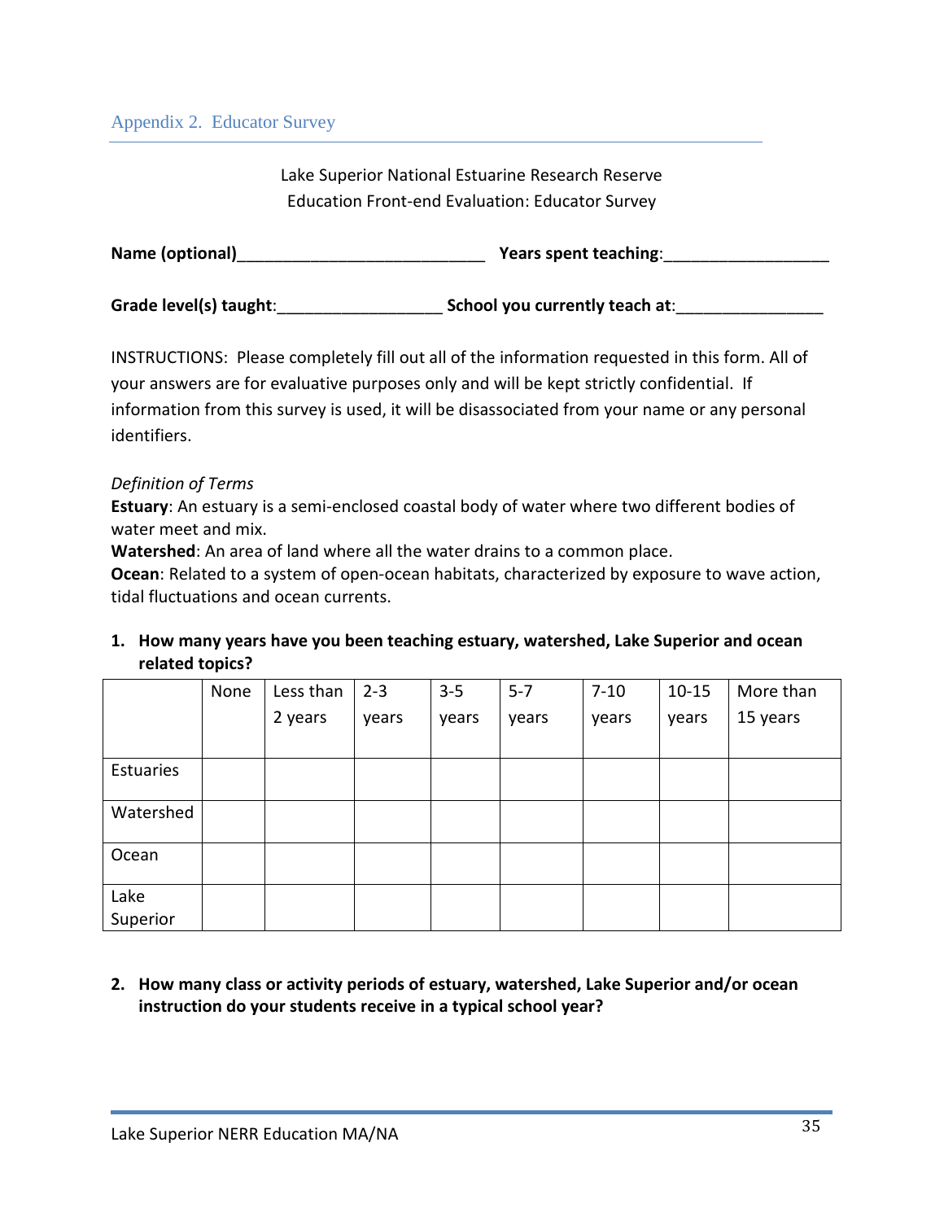## Appendix 2. Educator Survey

Lake Superior National Estuarine Research Reserve
Education Front-end Evaluation: Educator Survey

**Name (optional)**___________________________ **Years spent teaching**:_________________

**Grade level(s) taught**:_________________ **School you currently teach at**:_______________

INSTRUCTIONS: Please completely fill out all of the information requested in this form. All of your answers are for evaluative purposes only and will be kept strictly confidential. If information from this survey is used, it will be disassociated from your name or any personal identifiers.

*Definition of Terms*

**Estuary**: An estuary is a semi-enclosed coastal body of water where two different bodies of water meet and mix.

**Watershed**: An area of land where all the water drains to a common place.

**Ocean**: Related to a system of open-ocean habitats, characterized by exposure to wave action, tidal fluctuations and ocean currents.

1. **How many years have you been teaching estuary, watershed, Lake Superior and ocean related topics?**

| | None | Less than 2 years | 2-3 years | 3-5 years | 5-7 years | 7-10 years | 10-15 years | More than 15 years |
|---|---|---|---|---|---|---|---|---|
| Estuaries | | | | | | | | |
| Watershed | | | | | | | | |
| Ocean | | | | | | | | |
| Lake Superior | | | | | | | | |

2. **How many class or activity periods of estuary, watershed, Lake Superior and/or ocean instruction do your students receive in a typical school year?**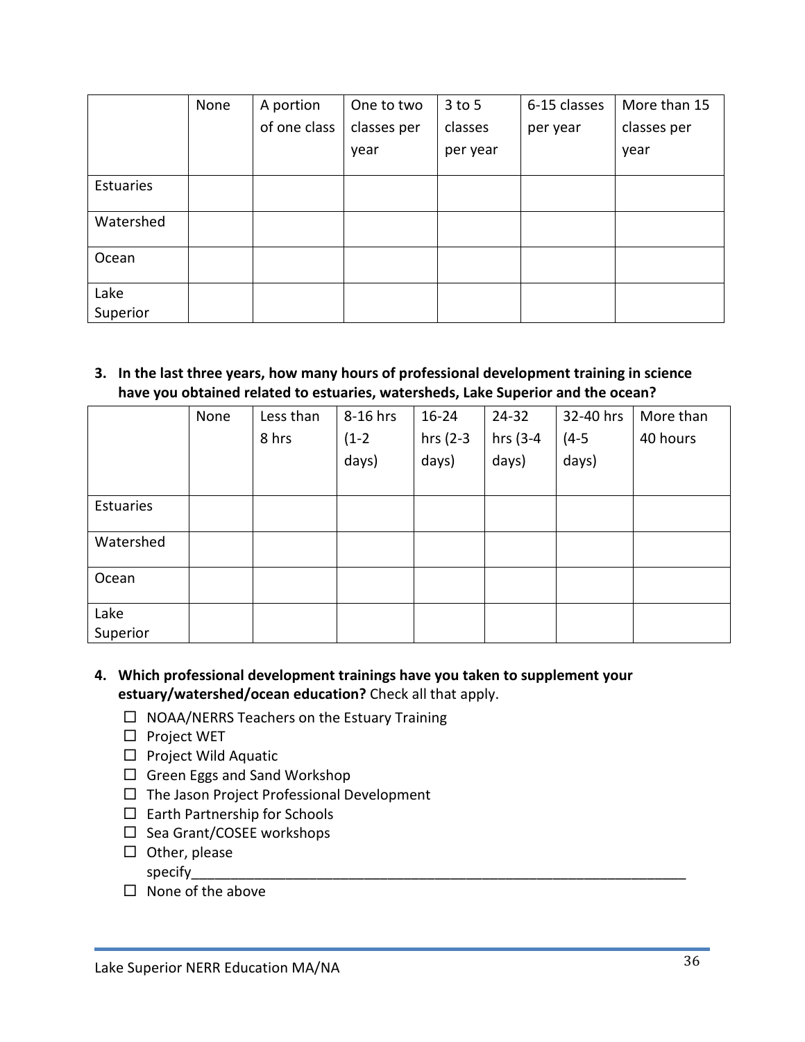| | None | A portion of one class | One to two classes per year | 3 to 5 classes per year | 6-15 classes per year | More than 15 classes per year |
|---|---|---|---|---|---|---|
| Estuaries | | | | | | |
| Watershed | | | | | | |
| Ocean | | | | | | |
| Lake Superior | | | | | | |

3. **In the last three years, how many hours of professional development training in science have you obtained related to estuaries, watersheds, Lake Superior and the ocean?**

| | None | Less than 8 hrs | 8-16 hrs (1-2 days) | 16-24 hrs (2-3 days) | 24-32 hrs (3-4 days) | 32-40 hrs (4-5 days) | More than 40 hours |
|---|---|---|---|---|---|---|---|
| Estuaries | | | | | | | |
| Watershed | | | | | | | |
| Ocean | | | | | | | |
| Lake Superior | | | | | | | |

4. **Which professional development trainings have you taken to supplement your estuary/watershed/ocean education?** Check all that apply.
   - ☐ NOAA/NERRS Teachers on the Estuary Training
   - ☐ Project WET
   - ☐ Project Wild Aquatic
   - ☐ Green Eggs and Sand Workshop
   - ☐ The Jason Project Professional Development
   - ☐ Earth Partnership for Schools
   - ☐ Sea Grant/COSEE workshops
   - ☐ Other, please specify________________________________________________________________
   - ☐ None of the above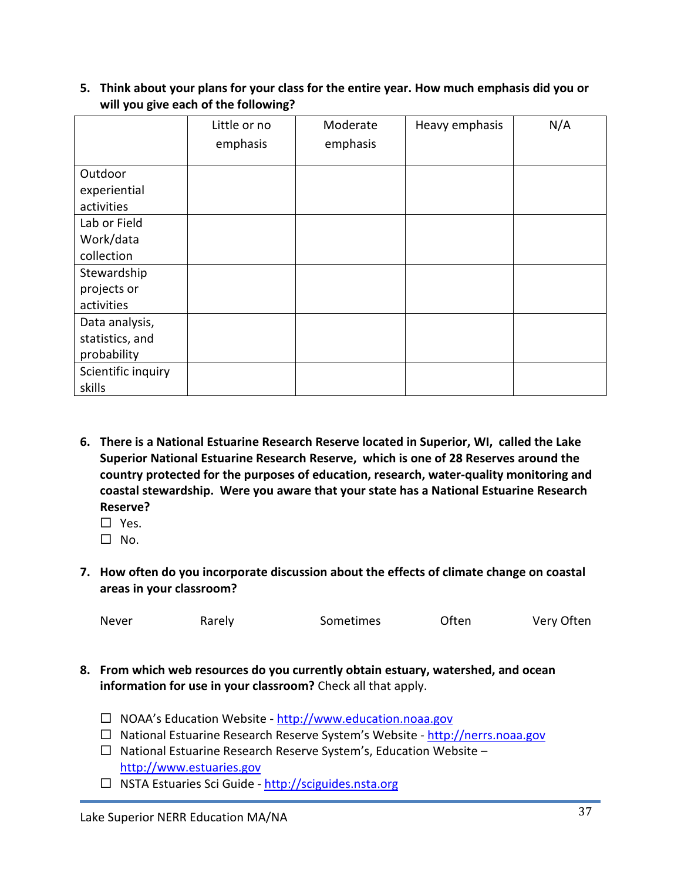5. **Think about your plans for your class for the entire year. How much emphasis did you or will you give each of the following?**

| | Little or no emphasis | Moderate emphasis | Heavy emphasis | N/A |
|---|---|---|---|---|
| Outdoor experiential activities | | | | |
| Lab or Field Work/data collection | | | | |
| Stewardship projects or activities | | | | |
| Data analysis, statistics, and probability | | | | |
| Scientific inquiry skills | | | | |

6. **There is a National Estuarine Research Reserve located in Superior, WI, called the Lake Superior National Estuarine Research Reserve, which is one of 28 Reserves around the country protected for the purposes of education, research, water-quality monitoring and coastal stewardship. Were you aware that your state has a National Estuarine Research Reserve?**
   - ☐ Yes.
   - ☐ No.

7. **How often do you incorporate discussion about the effects of climate change on coastal areas in your classroom?**

   Never    Rarely    Sometimes    Often    Very Often

8. **From which web resources do you currently obtain estuary, watershed, and ocean information for use in your classroom?** Check all that apply.
   - ☐ NOAA's Education Website - http://www.education.noaa.gov
   - ☐ National Estuarine Research Reserve System's Website - http://nerrs.noaa.gov
   - ☐ National Estuarine Research Reserve System's, Education Website – http://www.estuaries.gov
   - ☐ NSTA Estuaries Sci Guide - http://sciguides.nsta.org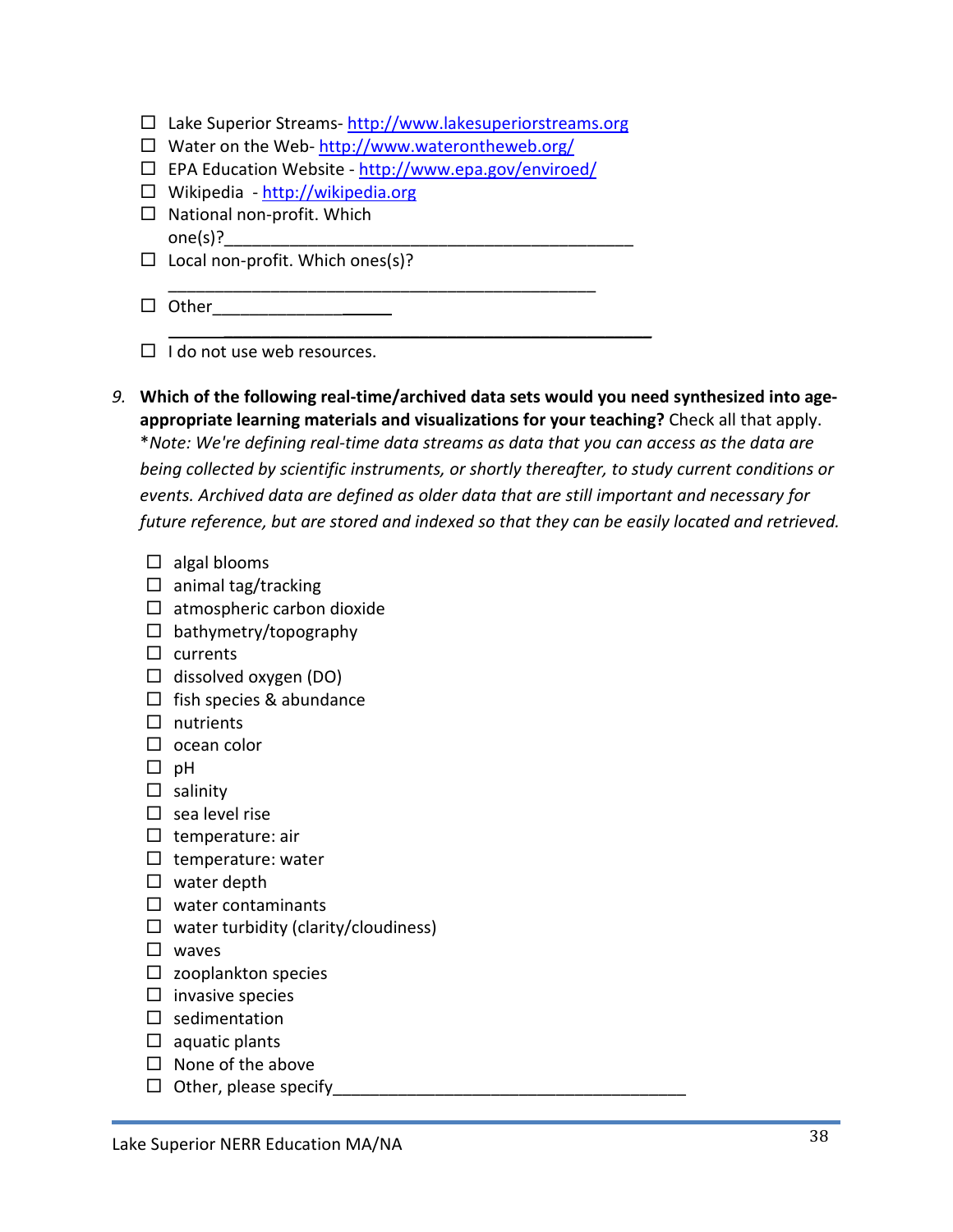- ☐ Lake Superior Streams- http://www.lakesuperiorstreams.org
- ☐ Water on the Web- http://www.waterontheweb.org/
- ☐ EPA Education Website - http://www.epa.gov/enviroed/
- ☐ Wikipedia - http://wikipedia.org
- ☐ National non-profit. Which one(s)?_____________________________________________
- ☐ Local non-profit. Which ones(s)? _______________________________________________
- ☐ Other___________________ _____________________________________________________
- ☐ I do not use web resources.

9. **Which of the following real-time/archived data sets would you need synthesized into age-appropriate learning materials and visualizations for your teaching?** Check all that apply. *\*Note: We're defining real-time data streams as data that you can access as the data are being collected by scientific instruments, or shortly thereafter, to study current conditions or events. Archived data are defined as older data that are still important and necessary for future reference, but are stored and indexed so that they can be easily located and retrieved.*

   - ☐ algal blooms
   - ☐ animal tag/tracking
   - ☐ atmospheric carbon dioxide
   - ☐ bathymetry/topography
   - ☐ currents
   - ☐ dissolved oxygen (DO)
   - ☐ fish species & abundance
   - ☐ nutrients
   - ☐ ocean color
   - ☐ pH
   - ☐ salinity
   - ☐ sea level rise
   - ☐ temperature: air
   - ☐ temperature: water
   - ☐ water depth
   - ☐ water contaminants
   - ☐ water turbidity (clarity/cloudiness)
   - ☐ waves
   - ☐ zooplankton species
   - ☐ invasive species
   - ☐ sedimentation
   - ☐ aquatic plants
   - ☐ None of the above
   - ☐ Other, please specify_______________________________________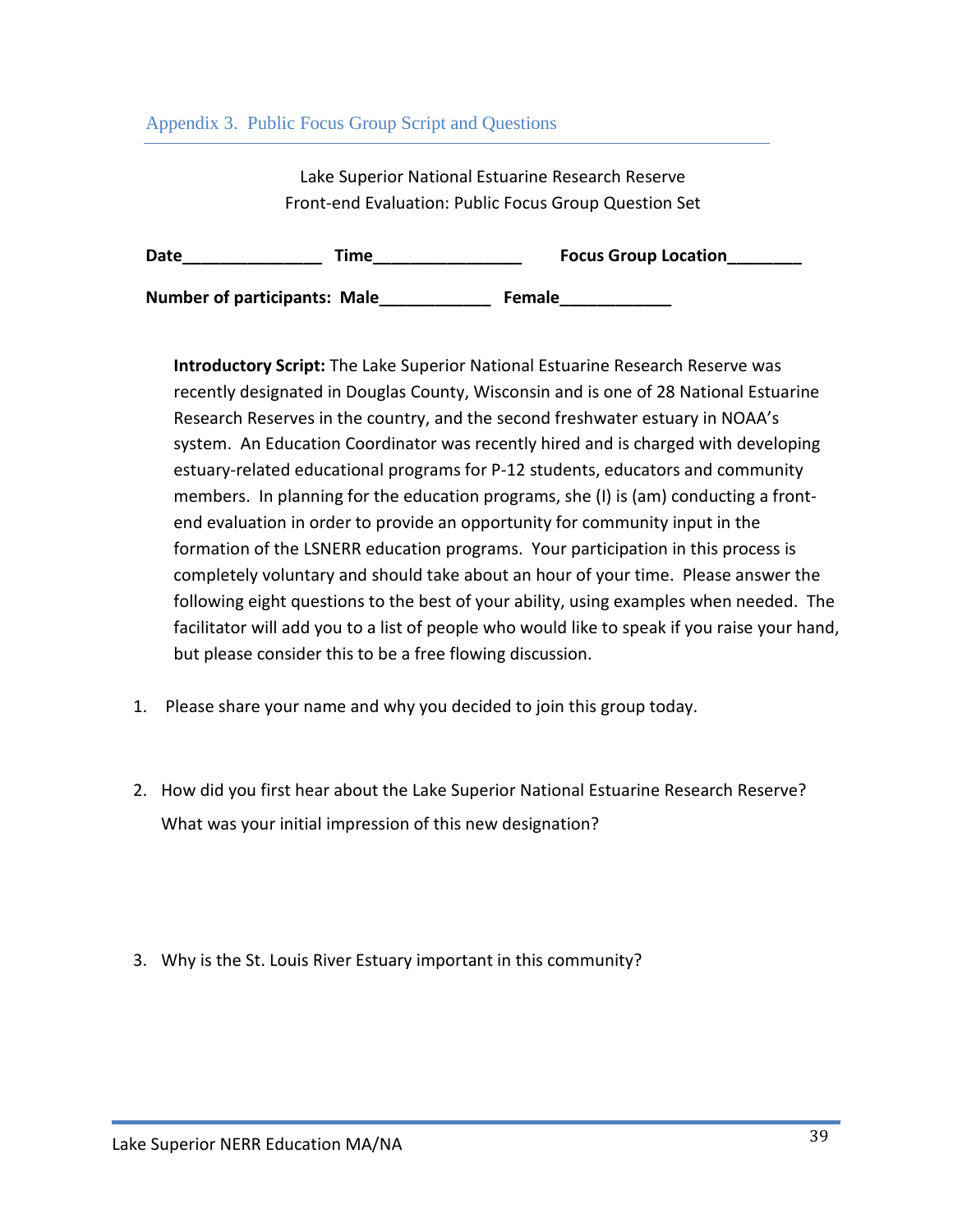## Appendix 3. Public Focus Group Script and Questions

Lake Superior National Estuarine Research Reserve
Front-end Evaluation: Public Focus Group Question Set

**Date**_______________ **Time**________________ **Focus Group Location**________

**Number of participants: Male**____________ **Female**____________

**Introductory Script:** The Lake Superior National Estuarine Research Reserve was recently designated in Douglas County, Wisconsin and is one of 28 National Estuarine Research Reserves in the country, and the second freshwater estuary in NOAA's system. An Education Coordinator was recently hired and is charged with developing estuary-related educational programs for P-12 students, educators and community members. In planning for the education programs, she (I) is (am) conducting a front-end evaluation in order to provide an opportunity for community input in the formation of the LSNERR education programs. Your participation in this process is completely voluntary and should take about an hour of your time. Please answer the following eight questions to the best of your ability, using examples when needed. The facilitator will add you to a list of people who would like to speak if you raise your hand, but please consider this to be a free flowing discussion.

1. Please share your name and why you decided to join this group today.

2. How did you first hear about the Lake Superior National Estuarine Research Reserve? What was your initial impression of this new designation?

3. Why is the St. Louis River Estuary important in this community?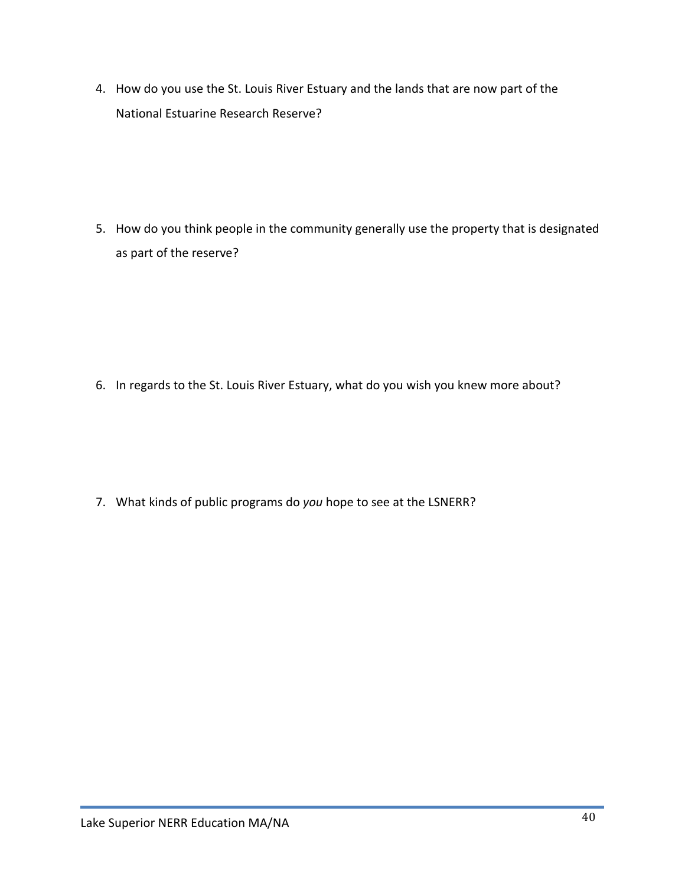4. How do you use the St. Louis River Estuary and the lands that are now part of the National Estuarine Research Reserve?

5. How do you think people in the community generally use the property that is designated as part of the reserve?

6. In regards to the St. Louis River Estuary, what do you wish you knew more about?

7. What kinds of public programs do *you* hope to see at the LSNERR?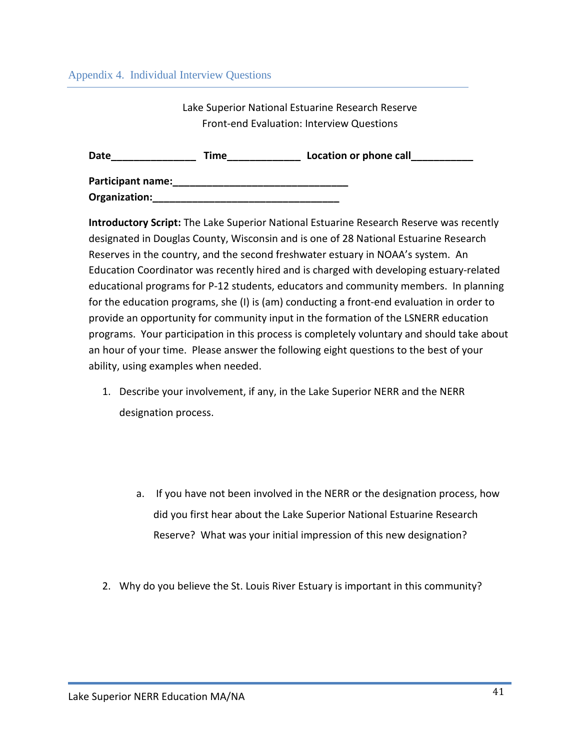## Appendix 4. Individual Interview Questions

Lake Superior National Estuarine Research Reserve
Front-end Evaluation: Interview Questions

**Date**_______________ **Time**_____________ **Location or phone call**___________

**Participant name:**_______________________________
**Organization:**_________________________________

**Introductory Script:** The Lake Superior National Estuarine Research Reserve was recently designated in Douglas County, Wisconsin and is one of 28 National Estuarine Research Reserves in the country, and the second freshwater estuary in NOAA's system. An Education Coordinator was recently hired and is charged with developing estuary-related educational programs for P-12 students, educators and community members. In planning for the education programs, she (I) is (am) conducting a front-end evaluation in order to provide an opportunity for community input in the formation of the LSNERR education programs. Your participation in this process is completely voluntary and should take about an hour of your time. Please answer the following eight questions to the best of your ability, using examples when needed.

1. Describe your involvement, if any, in the Lake Superior NERR and the NERR designation process.

   a. If you have not been involved in the NERR or the designation process, how did you first hear about the Lake Superior National Estuarine Research Reserve? What was your initial impression of this new designation?

2. Why do you believe the St. Louis River Estuary is important in this community?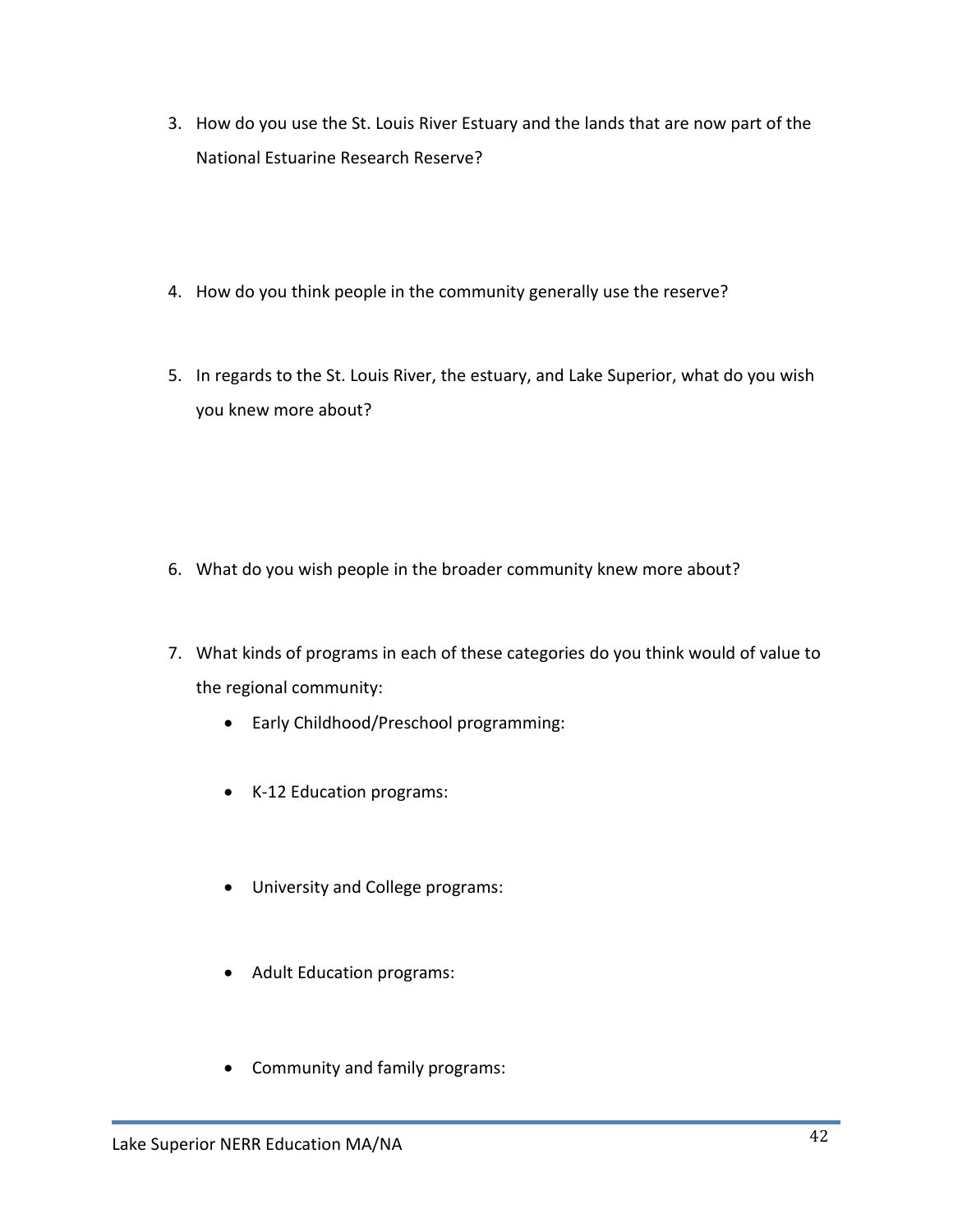3. How do you use the St. Louis River Estuary and the lands that are now part of the National Estuarine Research Reserve?

4. How do you think people in the community generally use the reserve?

5. In regards to the St. Louis River, the estuary, and Lake Superior, what do you wish you knew more about?

6. What do you wish people in the broader community knew more about?

7. What kinds of programs in each of these categories do you think would of value to the regional community:
   - Early Childhood/Preschool programming:
   - K-12 Education programs:
   - University and College programs:
   - Adult Education programs:
   - Community and family programs: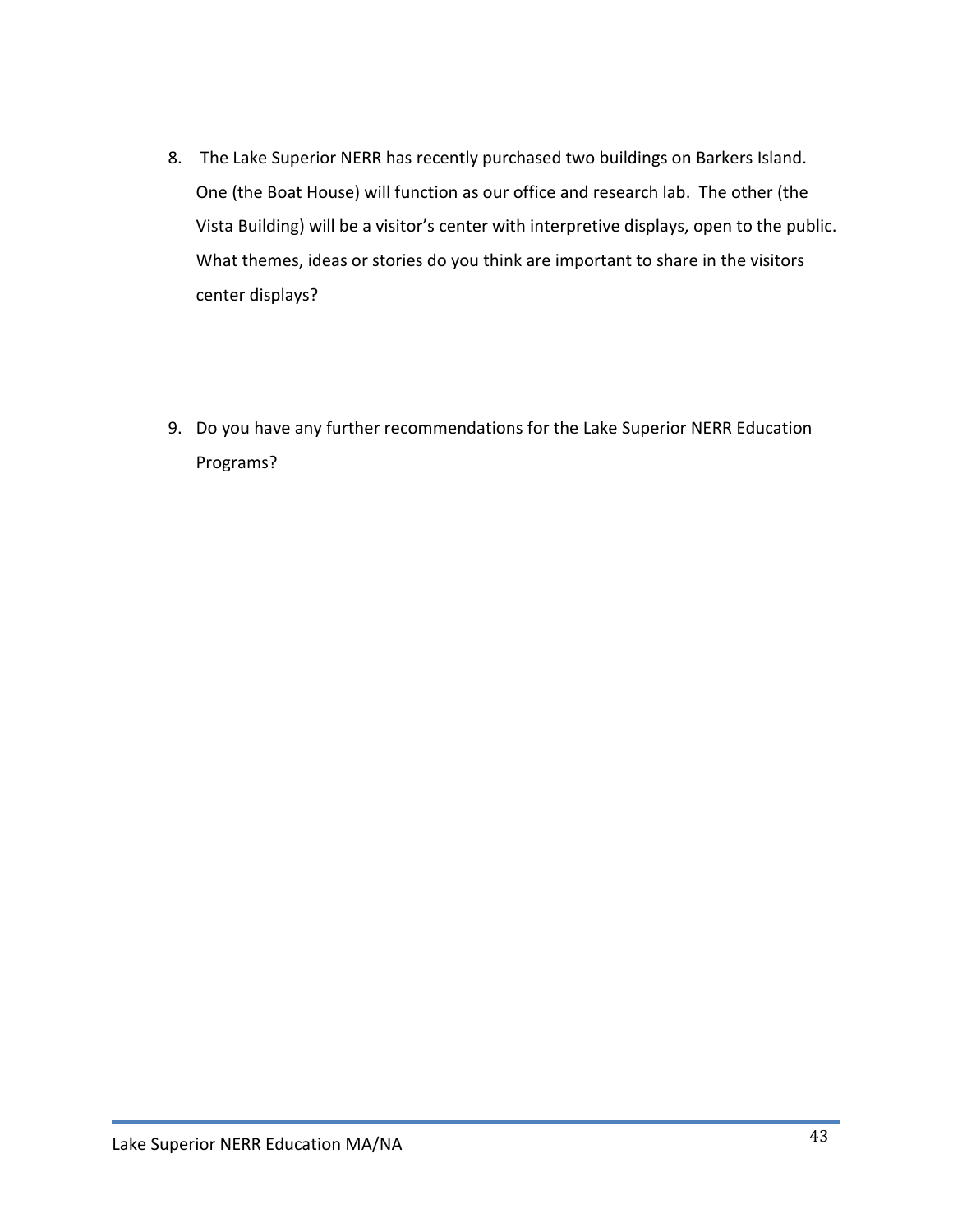8. The Lake Superior NERR has recently purchased two buildings on Barkers Island. One (the Boat House) will function as our office and research lab. The other (the Vista Building) will be a visitor's center with interpretive displays, open to the public. What themes, ideas or stories do you think are important to share in the visitors center displays?

9. Do you have any further recommendations for the Lake Superior NERR Education Programs?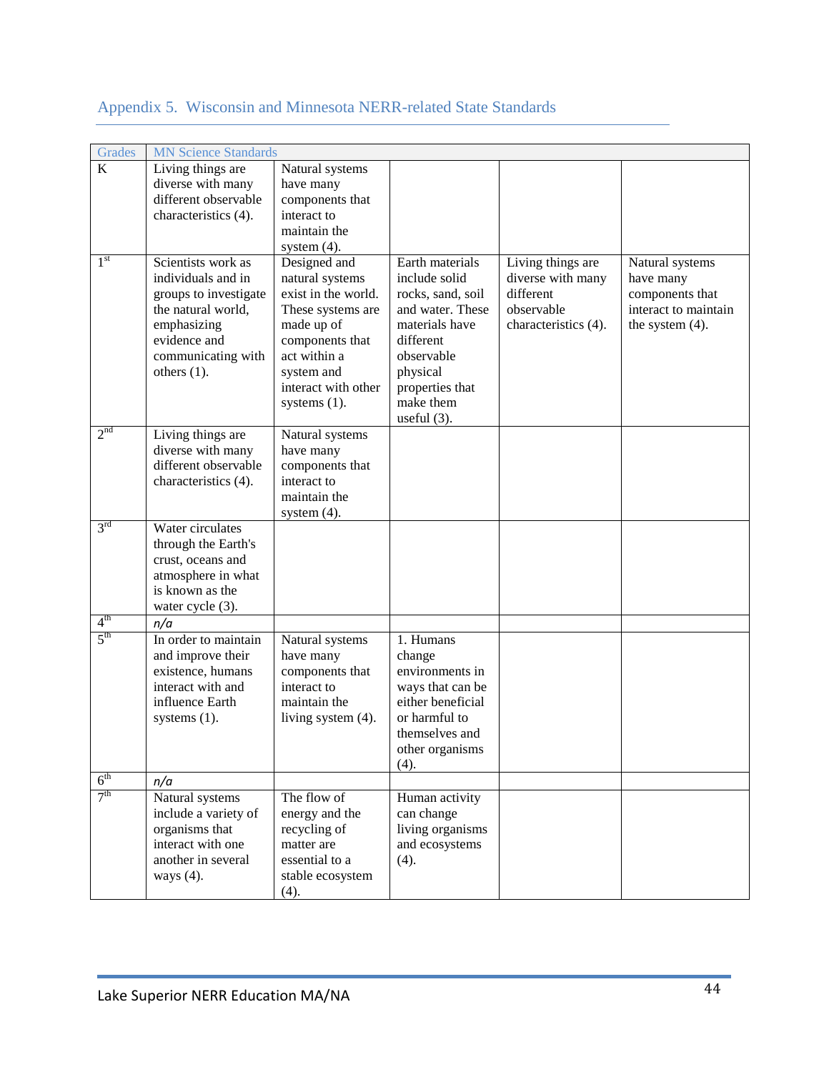## Appendix 5. Wisconsin and Minnesota NERR-related State Standards

| Grades | MN Science Standards | | | | |
|---|---|---|---|---|---|
| K | Living things are diverse with many different observable characteristics (4). | Natural systems have many components that interact to maintain the system (4). | | | |
| 1st | Scientists work as individuals and in groups to investigate the natural world, emphasizing evidence and communicating with others (1). | Designed and natural systems exist in the world. These systems are made up of components that act within a system and interact with other systems (1). | Earth materials include solid rocks, sand, soil and water. These materials have different observable physical properties that make them useful (3). | Living things are diverse with many different observable characteristics (4). | Natural systems have many components that interact to maintain the system (4). |
| 2nd | Living things are diverse with many different observable characteristics (4). | Natural systems have many components that interact to maintain the system (4). | | | |
| 3rd | Water circulates through the Earth's crust, oceans and atmosphere in what is known as the water cycle (3). | | | | |
| 4th | *n/a* | | | | |
| 5th | In order to maintain and improve their existence, humans interact with and influence Earth systems (1). | Natural systems have many components that interact to maintain the living system (4). | 1. Humans change environments in ways that can be either beneficial or harmful to themselves and other organisms (4). | | |
| 6th | *n/a* | | | | |
| 7th | Natural systems include a variety of organisms that interact with one another in several ways (4). | The flow of energy and the recycling of matter are essential to a stable ecosystem (4). | Human activity can change living organisms and ecosystems (4). | | |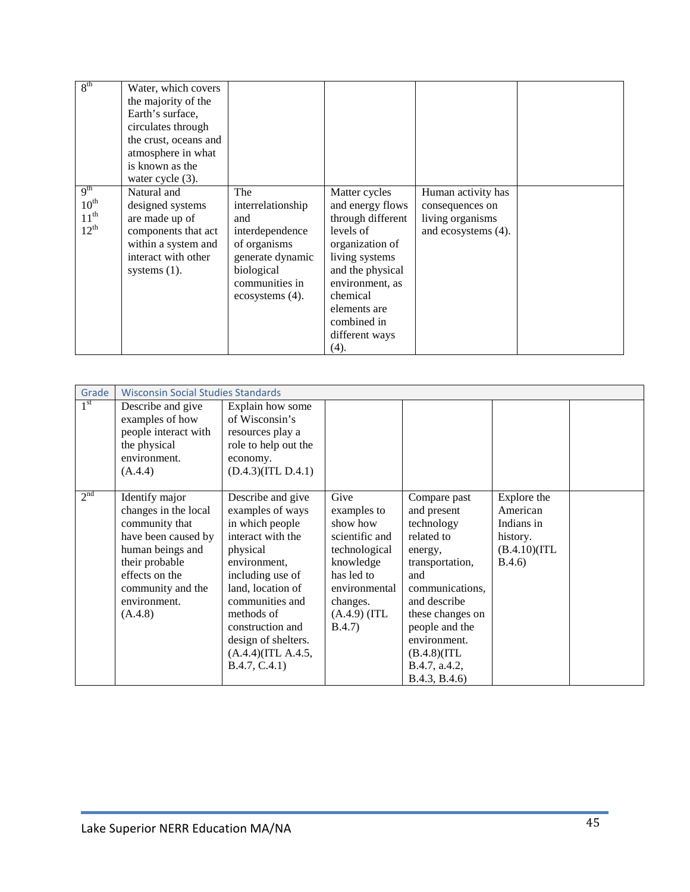| | | | | | |
|---|---|---|---|---|---|
| 8th | Water, which covers the majority of the Earth's surface, circulates through the crust, oceans and atmosphere in what is known as the water cycle (3). | | | | |
| 9th 10th 11th 12th | Natural and designed systems are made up of components that act within a system and interact with other systems (1). | The interrelationship and interdependence of organisms generate dynamic biological communities in ecosystems (4). | Matter cycles and energy flows through different levels of organization of living systems and the physical environment, as chemical elements are combined in different ways (4). | Human activity has consequences on living organisms and ecosystems (4). | |

| Grade | Wisconsin Social Studies Standards | | | | | |
|---|---|---|---|---|---|---|
| 1st | Describe and give examples of how people interact with the physical environment. (A.4.4) | Explain how some of Wisconsin's resources play a role to help out the economy. (D.4.3)(ITL D.4.1) | | | | |
| 2nd | Identify major changes in the local community that have been caused by human beings and their probable effects on the community and the environment. (A.4.8) | Describe and give examples of ways in which people interact with the physical environment, including use of land, location of communities and methods of construction and design of shelters. (A.4.4)(ITL A.4.5, B.4.7, C.4.1) | Give examples to show how scientific and technological knowledge has led to environmental changes. (A.4.9) (ITL B.4.7) | Compare past and present technology related to energy, transportation, and communications, and describe these changes on people and the environment. (B.4.8)(ITL B.4.7, a.4.2, B.4.3, B.4.6) | Explore the American Indians in history. (B.4.10)(ITL B.4.6) | |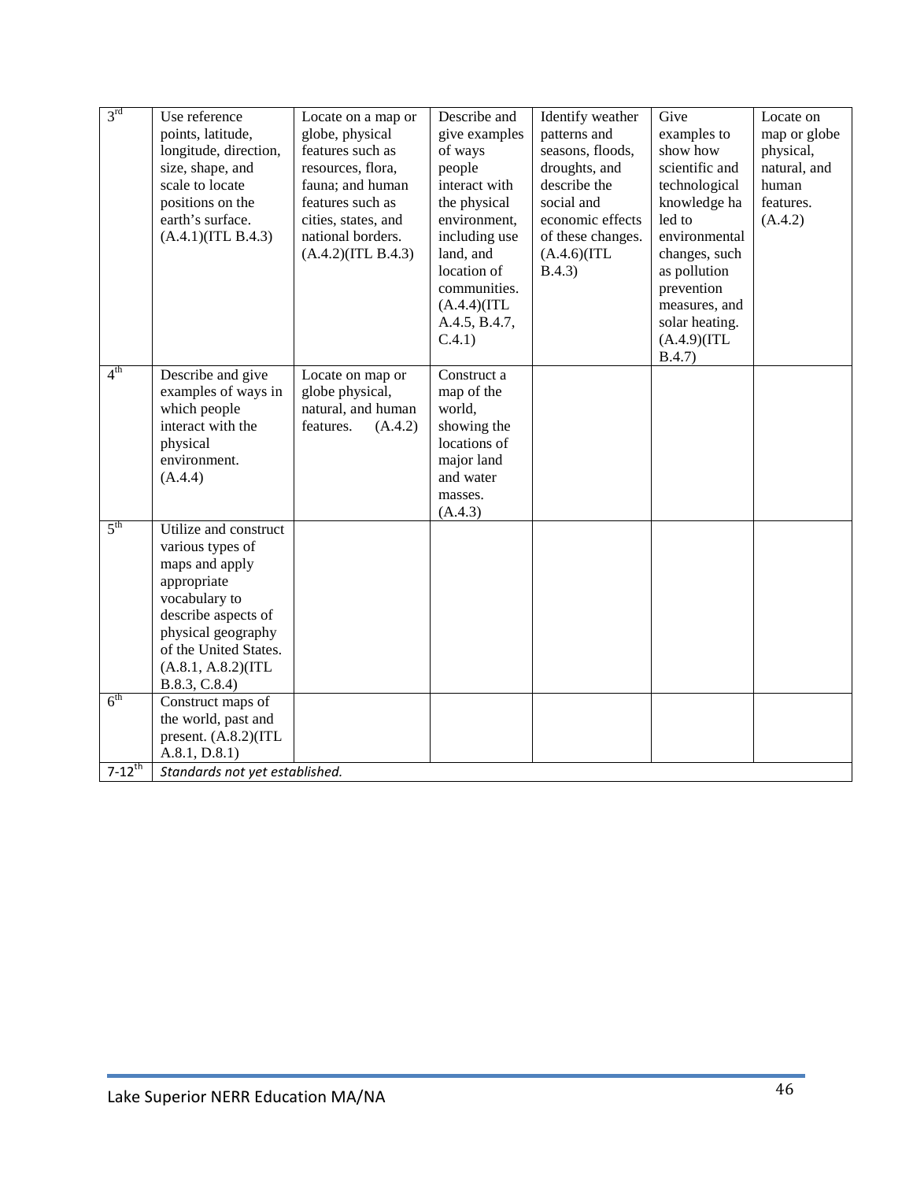| | | | | | | |
|---|---|---|---|---|---|---|
| 3rd | Use reference points, latitude, longitude, direction, size, shape, and scale to locate positions on the earth's surface. (A.4.1)(ITL B.4.3) | Locate on a map or globe, physical features such as resources, flora, fauna; and human features such as cities, states, and national borders. (A.4.2)(ITL B.4.3) | Describe and give examples of ways people interact with the physical environment, including use land, and location of communities. (A.4.4)(ITL A.4.5, B.4.7, C.4.1) | Identify weather patterns and seasons, floods, droughts, and describe the social and economic effects of these changes. (A.4.6)(ITL B.4.3) | Give examples to show how scientific and technological knowledge ha led to environmental changes, such as pollution prevention measures, and solar heating. (A.4.9)(ITL B.4.7) | Locate on map or globe physical, natural, and human features. (A.4.2) |
| 4th | Describe and give examples of ways in which people interact with the physical environment. (A.4.4) | Locate on map or globe physical, natural, and human features. (A.4.2) | Construct a map of the world, showing the locations of major land and water masses. (A.4.3) | | | |
| 5th | Utilize and construct various types of maps and apply appropriate vocabulary to describe aspects of physical geography of the United States. (A.8.1, A.8.2)(ITL B.8.3, C.8.4) | | | | | |
| 6th | Construct maps of the world, past and present. (A.8.2)(ITL A.8.1, D.8.1) | | | | | |
| 7-12th | *Standards not yet established.* | | | | | |